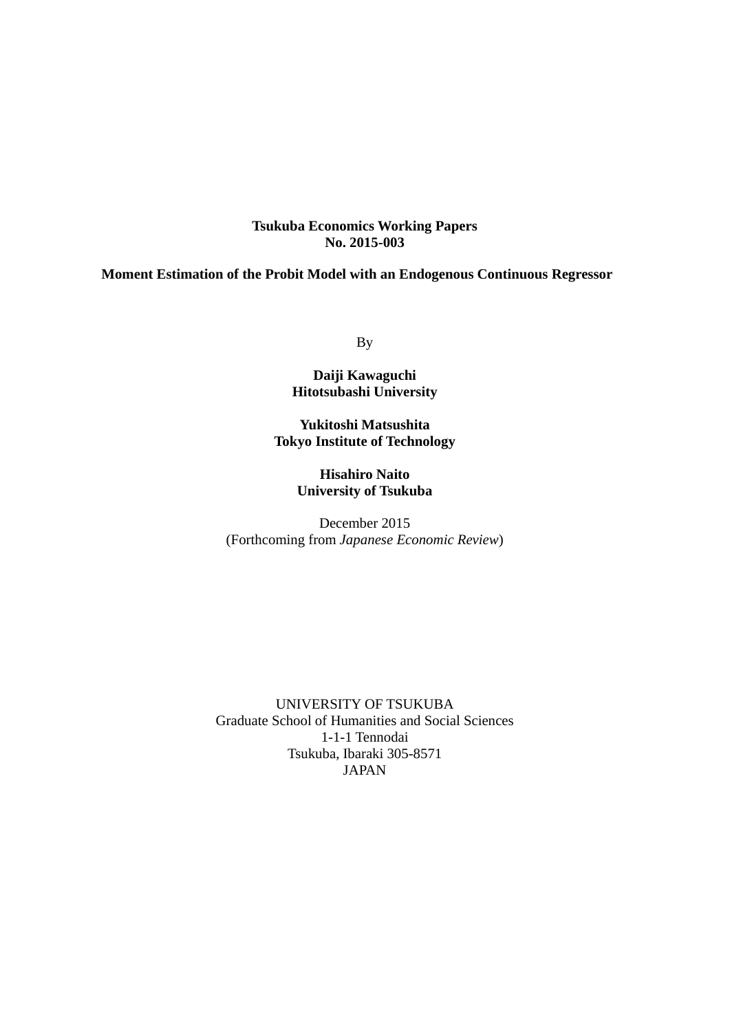**Tsukuba Economics Working Papers**
**No. 2015-003**

# Moment Estimation of the Probit Model with an Endogenous Continuous Regressor

By

**Daiji Kawaguchi**
**Hitotsubashi University**

**Yukitoshi Matsushita**
**Tokyo Institute of Technology**

**Hisahiro Naito**
**University of Tsukuba**

December 2015
(Forthcoming from *Japanese Economic Review*)

UNIVERSITY OF TSUKUBA
Graduate School of Humanities and Social Sciences
1-1-1 Tennodai
Tsukuba, Ibaraki 305-8571
JAPAN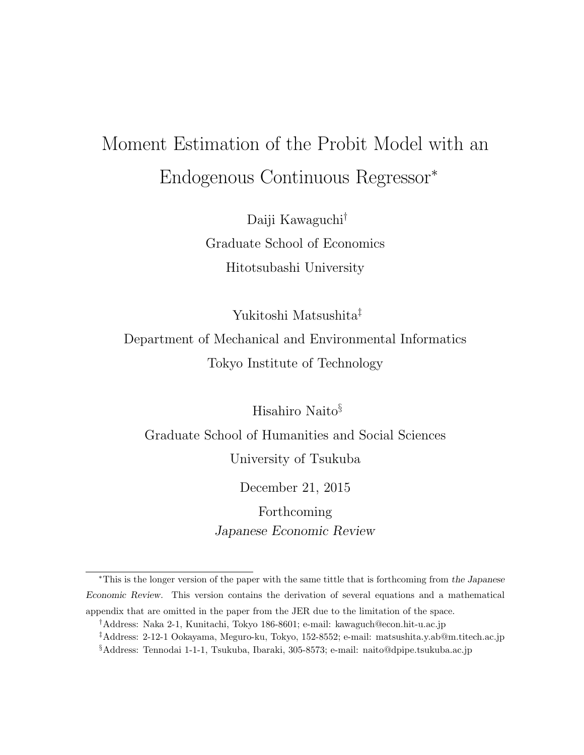# Moment Estimation of the Probit Model with an Endogenous Continuous Regressor[*]

Daiji Kawaguchi[†]

Graduate School of Economics

Hitotsubashi University

Yukitoshi Matsushita[‡]

Department of Mechanical and Environmental Informatics

Tokyo Institute of Technology

Hisahiro Naito[§]

Graduate School of Humanities and Social Sciences

University of Tsukuba

December 21, 2015

Forthcoming

*Japanese Economic Review*

---

[*]This is the longer version of the paper with the same tittle that is forthcoming from *the Japanese Economic Review*. This version contains the derivation of several equations and a mathematical appendix that are omitted in the paper from the JER due to the limitation of the space.

[†]Address: Naka 2-1, Kunitachi, Tokyo 186-8601; e-mail: kawaguch@econ.hit-u.ac.jp

[‡]Address: 2-12-1 Ookayama, Meguro-ku, Tokyo, 152-8552; e-mail: matsushita.y.ab@m.titech.ac.jp

[§]Address: Tennodai 1-1-1, Tsukuba, Ibaraki, 305-8573; e-mail: naito@dpipe.tsukuba.ac.jp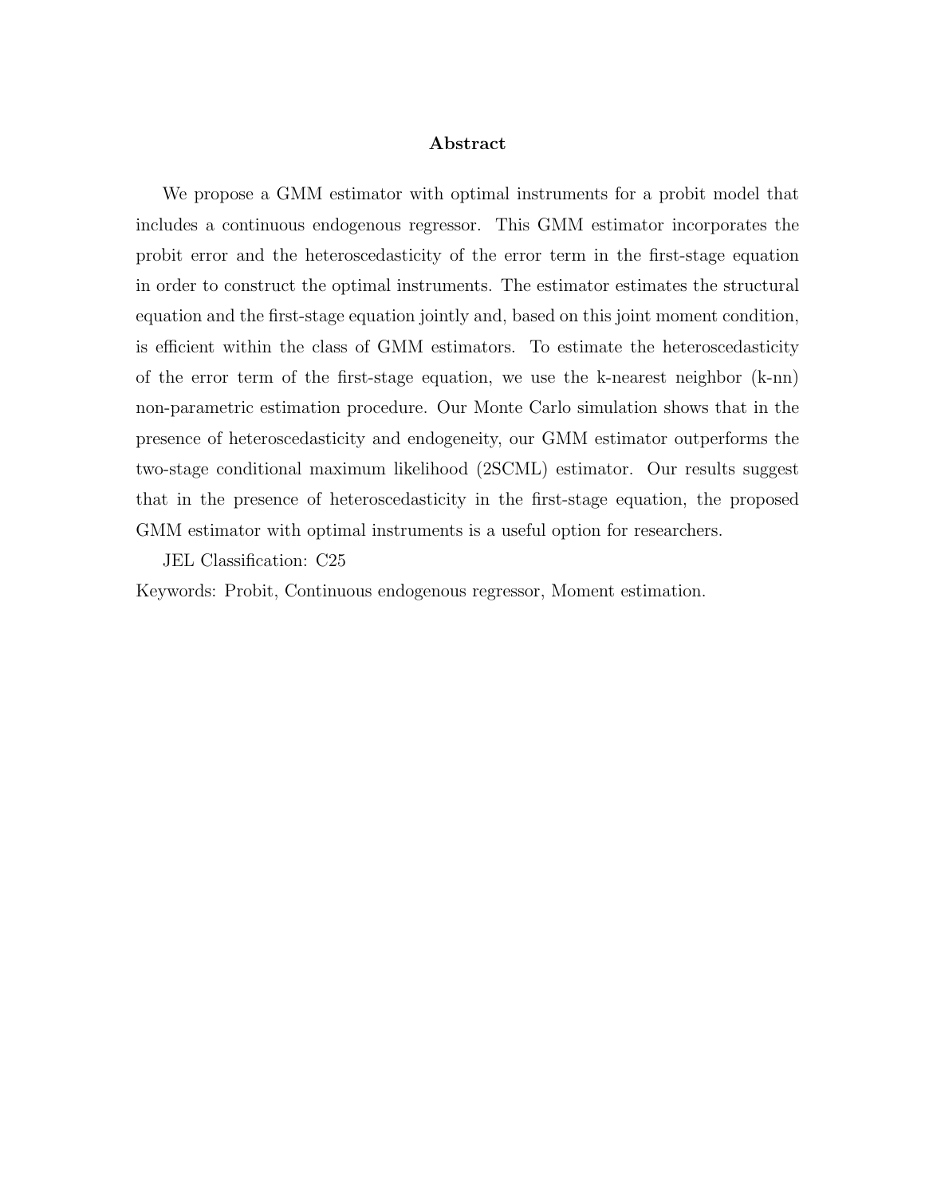## Abstract

We propose a GMM estimator with optimal instruments for a probit model that includes a continuous endogenous regressor. This GMM estimator incorporates the probit error and the heteroscedasticity of the error term in the first-stage equation in order to construct the optimal instruments. The estimator estimates the structural equation and the first-stage equation jointly and, based on this joint moment condition, is efficient within the class of GMM estimators. To estimate the heteroscedasticity of the error term of the first-stage equation, we use the k-nearest neighbor (k-nn) non-parametric estimation procedure. Our Monte Carlo simulation shows that in the presence of heteroscedasticity and endogeneity, our GMM estimator outperforms the two-stage conditional maximum likelihood (2SCML) estimator. Our results suggest that in the presence of heteroscedasticity in the first-stage equation, the proposed GMM estimator with optimal instruments is a useful option for researchers.

JEL Classification: C25

Keywords: Probit, Continuous endogenous regressor, Moment estimation.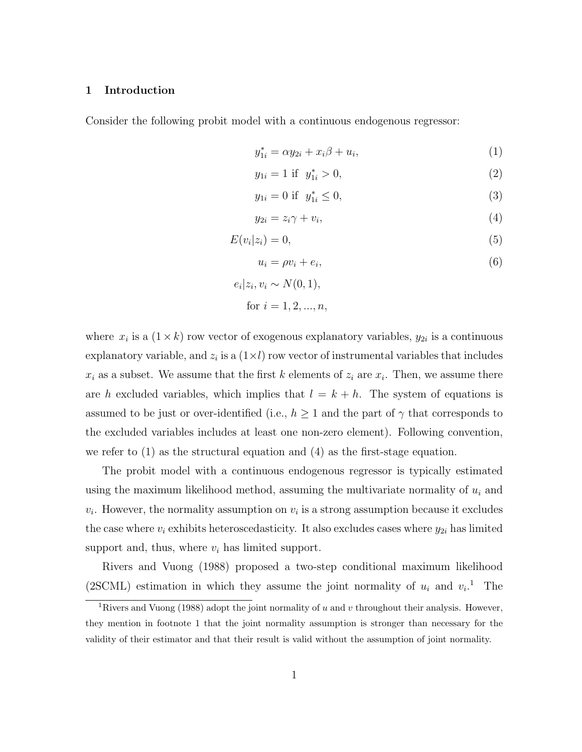## 1 Introduction

Consider the following probit model with a continuous endogenous regressor:

$$y_{1i}^* = \alpha y_{2i} + x_i\beta + u_i, \tag{1}$$

$$y_{1i} = 1 \text{ if } \ y_{1i}^* > 0, \tag{2}$$

$$y_{1i} = 0 \text{ if } \ y_{1i}^* \leq 0, \tag{3}$$

$$y_{2i} = z_i\gamma + v_i, \tag{4}$$

$$E(v_i|z_i) = 0, \tag{5}$$

$$u_i = \rho v_i + e_i, \tag{6}$$

$$e_i|z_i, v_i \sim N(0, 1),$$

$$\text{for } i = 1, 2, ..., n,$$

where $x_i$ is a $(1 \times k)$ row vector of exogenous explanatory variables, $y_{2i}$ is a continuous explanatory variable, and $z_i$ is a $(1 \times l)$ row vector of instrumental variables that includes $x_i$ as a subset. We assume that the first $k$ elements of $z_i$ are $x_i$. Then, we assume there are $h$ excluded variables, which implies that $l = k + h$. The system of equations is assumed to be just or over-identified (i.e., $h \geq 1$ and the part of $\gamma$ that corresponds to the excluded variables includes at least one non-zero element). Following convention, we refer to (1) as the structural equation and (4) as the first-stage equation.

The probit model with a continuous endogenous regressor is typically estimated using the maximum likelihood method, assuming the multivariate normality of $u_i$ and $v_i$. However, the normality assumption on $v_i$ is a strong assumption because it excludes the case where $v_i$ exhibits heteroscedasticity. It also excludes cases where $y_{2i}$ has limited support and, thus, where $v_i$ has limited support.

Rivers and Vuong (1988) proposed a two-step conditional maximum likelihood (2SCML) estimation in which they assume the joint normality of $u_i$ and $v_i$.[1] The

[1] Rivers and Vuong (1988) adopt the joint normality of $u$ and $v$ throughout their analysis. However, they mention in footnote 1 that the joint normality assumption is stronger than necessary for the validity of their estimator and that their result is valid without the assumption of joint normality.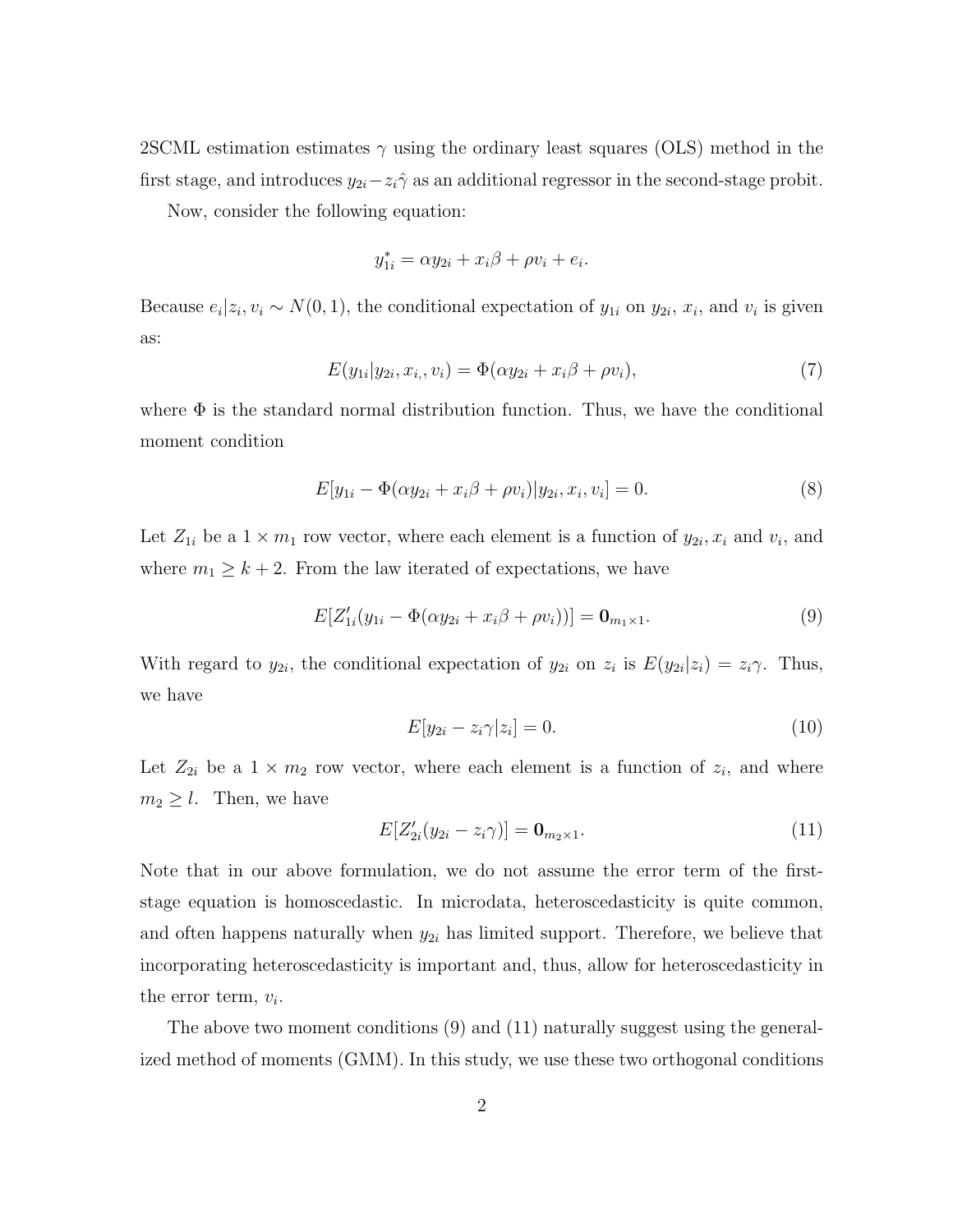2SCML estimation estimates $\gamma$ using the ordinary least squares (OLS) method in the first stage, and introduces $y_{2i} - z_i\hat{\gamma}$ as an additional regressor in the second-stage probit.

Now, consider the following equation:

$$y_{1i}^* = \alpha y_{2i} + x_i\beta + \rho v_i + e_i.$$

Because $e_i|z_i, v_i \sim N(0,1)$, the conditional expectation of $y_{1i}$ on $y_{2i}$, $x_i$, and $v_i$ is given as:

$$E(y_{1i}|y_{2i}, x_{i,}, v_i) = \Phi(\alpha y_{2i} + x_i\beta + \rho v_i), \tag{7}$$

where $\Phi$ is the standard normal distribution function. Thus, we have the conditional moment condition

$$E[y_{1i} - \Phi(\alpha y_{2i} + x_i\beta + \rho v_i)|y_{2i}, x_i, v_i] = 0. \tag{8}$$

Let $Z_{1i}$ be a $1 \times m_1$ row vector, where each element is a function of $y_{2i}, x_i$ and $v_i$, and where $m_1 \geq k+2$. From the law iterated of expectations, we have

$$E[Z_{1i}'(y_{1i} - \Phi(\alpha y_{2i} + x_i\beta + \rho v_i))] = \mathbf{0}_{m_1 \times 1}. \tag{9}$$

With regard to $y_{2i}$, the conditional expectation of $y_{2i}$ on $z_i$ is $E(y_{2i}|z_i) = z_i\gamma$. Thus, we have

$$E[y_{2i} - z_i\gamma|z_i] = 0. \tag{10}$$

Let $Z_{2i}$ be a $1 \times m_2$ row vector, where each element is a function of $z_i$, and where $m_2 \geq l$. Then, we have

$$E[Z_{2i}'(y_{2i} - z_i\gamma)] = \mathbf{0}_{m_2 \times 1}. \tag{11}$$

Note that in our above formulation, we do not assume the error term of the first-stage equation is homoscedastic. In microdata, heteroscedasticity is quite common, and often happens naturally when $y_{2i}$ has limited support. Therefore, we believe that incorporating heteroscedasticity is important and, thus, allow for heteroscedasticity in the error term, $v_i$.

The above two moment conditions (9) and (11) naturally suggest using the generalized method of moments (GMM). In this study, we use these two orthogonal conditions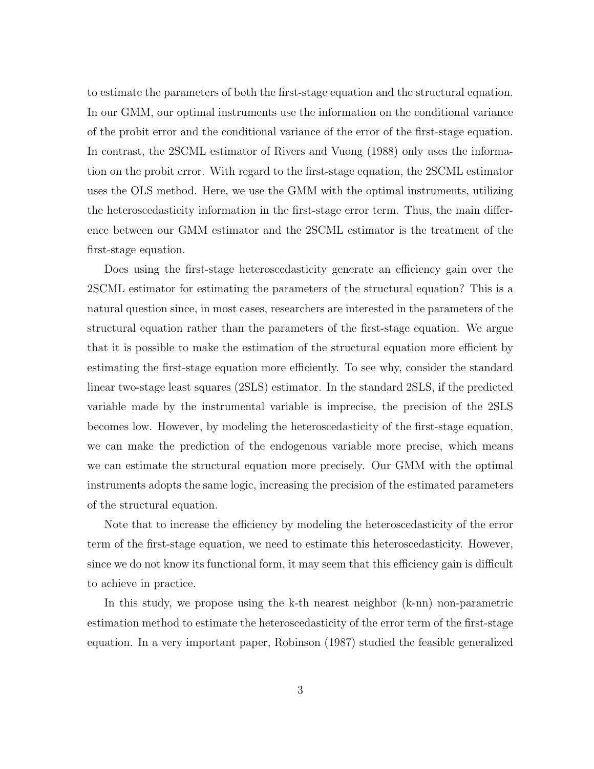to estimate the parameters of both the first-stage equation and the structural equation. In our GMM, our optimal instruments use the information on the conditional variance of the probit error and the conditional variance of the error of the first-stage equation. In contrast, the 2SCML estimator of Rivers and Vuong (1988) only uses the information on the probit error. With regard to the first-stage equation, the 2SCML estimator uses the OLS method. Here, we use the GMM with the optimal instruments, utilizing the heteroscedasticity information in the first-stage error term. Thus, the main difference between our GMM estimator and the 2SCML estimator is the treatment of the first-stage equation.

Does using the first-stage heteroscedasticity generate an efficiency gain over the 2SCML estimator for estimating the parameters of the structural equation? This is a natural question since, in most cases, researchers are interested in the parameters of the structural equation rather than the parameters of the first-stage equation. We argue that it is possible to make the estimation of the structural equation more efficient by estimating the first-stage equation more efficiently. To see why, consider the standard linear two-stage least squares (2SLS) estimator. In the standard 2SLS, if the predicted variable made by the instrumental variable is imprecise, the precision of the 2SLS becomes low. However, by modeling the heteroscedasticity of the first-stage equation, we can make the prediction of the endogenous variable more precise, which means we can estimate the structural equation more precisely. Our GMM with the optimal instruments adopts the same logic, increasing the precision of the estimated parameters of the structural equation.

Note that to increase the efficiency by modeling the heteroscedasticity of the error term of the first-stage equation, we need to estimate this heteroscedasticity. However, since we do not know its functional form, it may seem that this efficiency gain is difficult to achieve in practice.

In this study, we propose using the k-th nearest neighbor (k-nn) non-parametric estimation method to estimate the heteroscedasticity of the error term of the first-stage equation. In a very important paper, Robinson (1987) studied the feasible generalized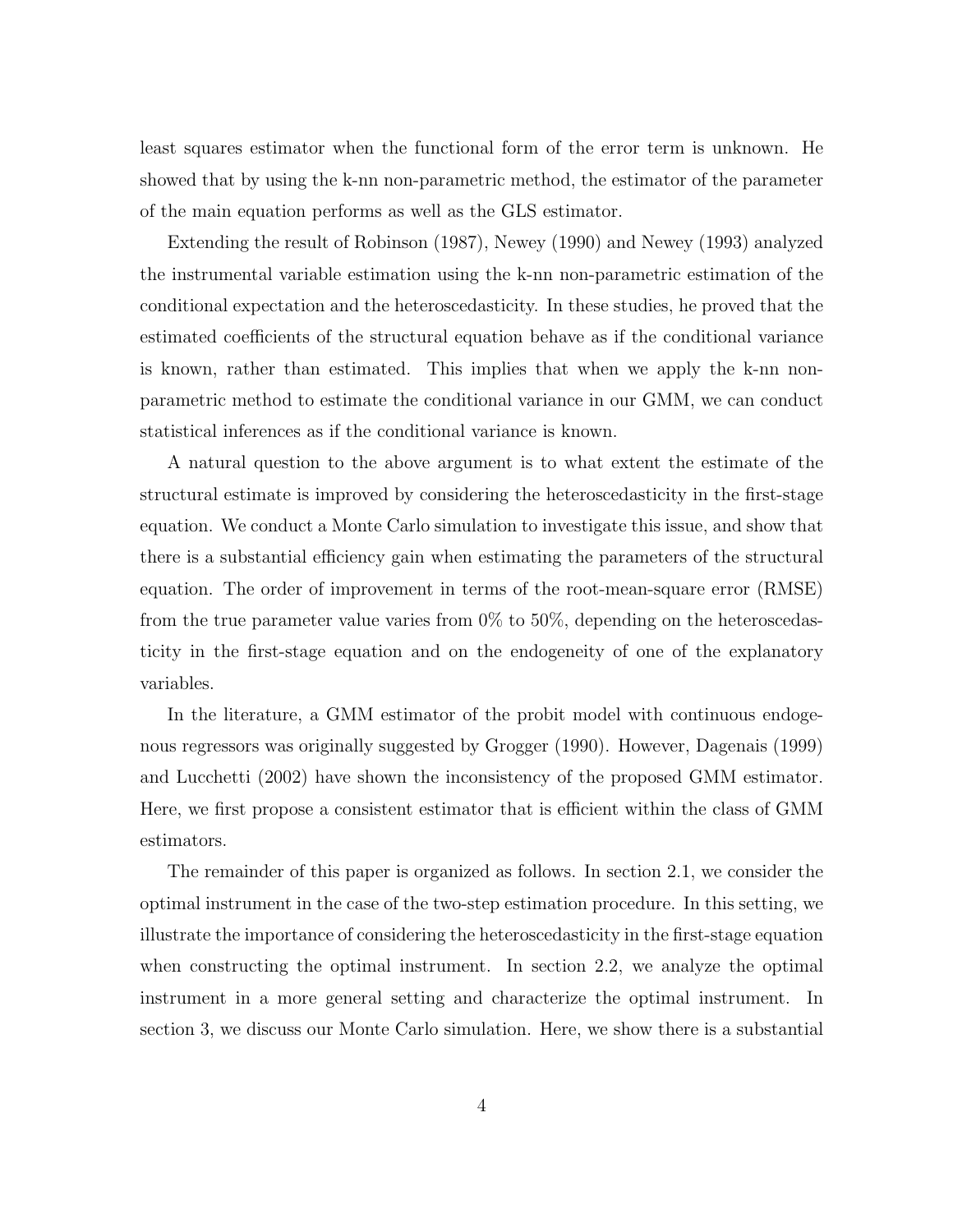least squares estimator when the functional form of the error term is unknown. He showed that by using the k-nn non-parametric method, the estimator of the parameter of the main equation performs as well as the GLS estimator.

Extending the result of Robinson (1987), Newey (1990) and Newey (1993) analyzed the instrumental variable estimation using the k-nn non-parametric estimation of the conditional expectation and the heteroscedasticity. In these studies, he proved that the estimated coefficients of the structural equation behave as if the conditional variance is known, rather than estimated. This implies that when we apply the k-nn non-parametric method to estimate the conditional variance in our GMM, we can conduct statistical inferences as if the conditional variance is known.

A natural question to the above argument is to what extent the estimate of the structural estimate is improved by considering the heteroscedasticity in the first-stage equation. We conduct a Monte Carlo simulation to investigate this issue, and show that there is a substantial efficiency gain when estimating the parameters of the structural equation. The order of improvement in terms of the root-mean-square error (RMSE) from the true parameter value varies from 0% to 50%, depending on the heteroscedasticity in the first-stage equation and on the endogeneity of one of the explanatory variables.

In the literature, a GMM estimator of the probit model with continuous endogenous regressors was originally suggested by Grogger (1990). However, Dagenais (1999) and Lucchetti (2002) have shown the inconsistency of the proposed GMM estimator. Here, we first propose a consistent estimator that is efficient within the class of GMM estimators.

The remainder of this paper is organized as follows. In section 2.1, we consider the optimal instrument in the case of the two-step estimation procedure. In this setting, we illustrate the importance of considering the heteroscedasticity in the first-stage equation when constructing the optimal instrument. In section 2.2, we analyze the optimal instrument in a more general setting and characterize the optimal instrument. In section 3, we discuss our Monte Carlo simulation. Here, we show there is a substantial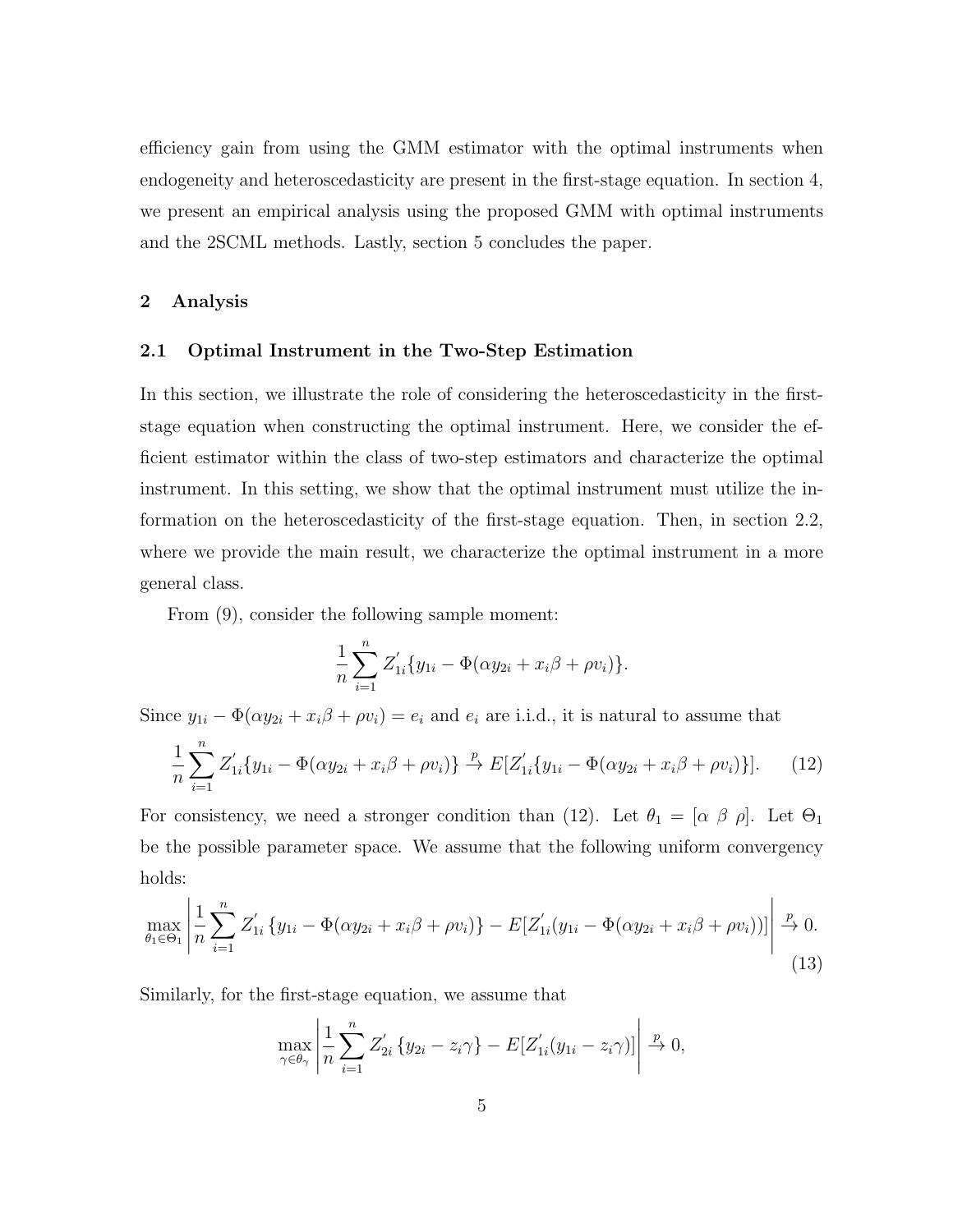efficiency gain from using the GMM estimator with the optimal instruments when endogeneity and heteroscedasticity are present in the first-stage equation. In section 4, we present an empirical analysis using the proposed GMM with optimal instruments and the 2SCML methods. Lastly, section 5 concludes the paper.

## 2 Analysis

### 2.1 Optimal Instrument in the Two-Step Estimation

In this section, we illustrate the role of considering the heteroscedasticity in the first-stage equation when constructing the optimal instrument. Here, we consider the efficient estimator within the class of two-step estimators and characterize the optimal instrument. In this setting, we show that the optimal instrument must utilize the information on the heteroscedasticity of the first-stage equation. Then, in section 2.2, where we provide the main result, we characterize the optimal instrument in a more general class.

From (9), consider the following sample moment:

$$\frac{1}{n}\sum_{i=1}^{n} Z_{1i}^{'}\{y_{1i} - \Phi(\alpha y_{2i} + x_i\beta + \rho v_i)\}.$$

Since $y_{1i} - \Phi(\alpha y_{2i} + x_i\beta + \rho v_i) = e_i$ and $e_i$ are i.i.d., it is natural to assume that

$$\frac{1}{n}\sum_{i=1}^{n} Z_{1i}^{'}\{y_{1i} - \Phi(\alpha y_{2i} + x_i\beta + \rho v_i)\} \xrightarrow{p} E[Z_{1i}^{'}\{y_{1i} - \Phi(\alpha y_{2i} + x_i\beta + \rho v_i)\}]. \tag{12}$$

For consistency, we need a stronger condition than (12). Let $\theta_1 = [\alpha\ \beta\ \rho]$. Let $\Theta_1$ be the possible parameter space. We assume that the following uniform convergency holds:

$$\max_{\theta_1 \in \Theta_1}\left|\frac{1}{n}\sum_{i=1}^{n} Z_{1i}^{'}\{y_{1i} - \Phi(\alpha y_{2i} + x_i\beta + \rho v_i)\} - E[Z_{1i}^{'}(y_{1i} - \Phi(\alpha y_{2i} + x_i\beta + \rho v_i))]\right| \xrightarrow{p} 0. \tag{13}$$

Similarly, for the first-stage equation, we assume that

$$\max_{\gamma \in \theta_\gamma}\left|\frac{1}{n}\sum_{i=1}^{n} Z_{2i}^{'}\{y_{2i} - z_i\gamma\} - E[Z_{1i}^{'}(y_{1i} - z_i\gamma)]\right| \xrightarrow{p} 0,$$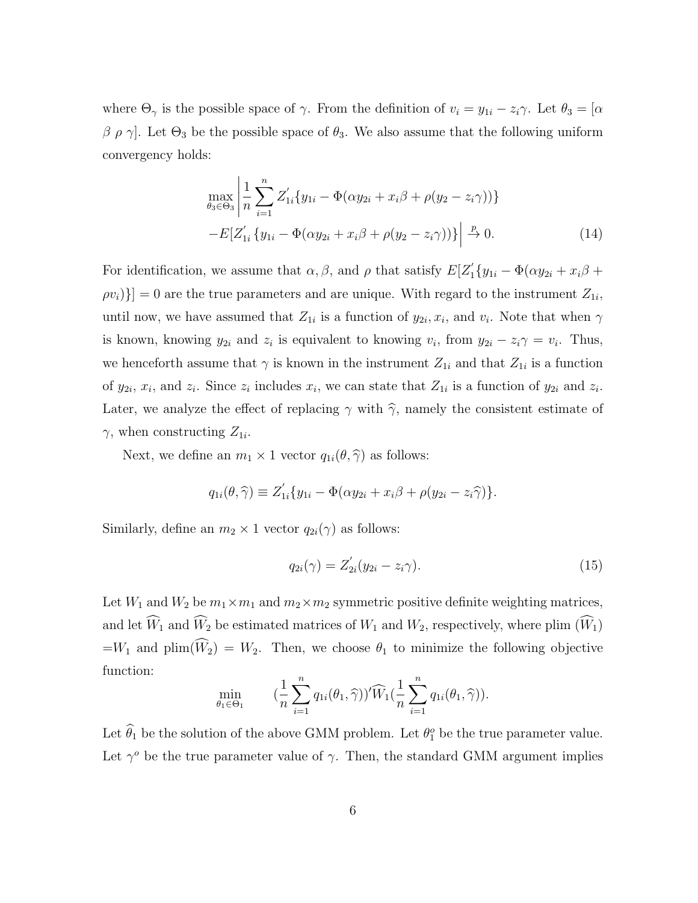where $\Theta_\gamma$ is the possible space of $\gamma$. From the definition of $v_i = y_{1i} - z_i\gamma$. Let $\theta_3 = [\alpha \; \beta \; \rho \; \gamma]$. Let $\Theta_3$ be the possible space of $\theta_3$. We also assume that the following uniform convergency holds:

$$
\max_{\theta_3 \in \Theta_3} \left| \frac{1}{n} \sum_{i=1}^{n} Z_{1i}^{'} \{ y_{1i} - \Phi(\alpha y_{2i} + x_i\beta + \rho(y_2 - z_i\gamma)) \} \right.
$$
$$
\left. - E[Z_{1i}^{'} \{ y_{1i} - \Phi(\alpha y_{2i} + x_i\beta + \rho(y_2 - z_i\gamma)) \} \right| \xrightarrow{p} 0. \tag{14}
$$

For identification, we assume that $\alpha, \beta$, and $\rho$ that satisfy $E[Z_1^{'}\{y_{1i} - \Phi(\alpha y_{2i} + x_i\beta + \rho v_i)\}] = 0$ are the true parameters and are unique. With regard to the instrument $Z_{1i}$, until now, we have assumed that $Z_{1i}$ is a function of $y_{2i}, x_i$, and $v_i$. Note that when $\gamma$ is known, knowing $y_{2i}$ and $z_i$ is equivalent to knowing $v_i$, from $y_{2i} - z_i\gamma = v_i$. Thus, we henceforth assume that $\gamma$ is known in the instrument $Z_{1i}$ and that $Z_{1i}$ is a function of $y_{2i}$, $x_i$, and $z_i$. Since $z_i$ includes $x_i$, we can state that $Z_{1i}$ is a function of $y_{2i}$ and $z_i$. Later, we analyze the effect of replacing $\gamma$ with $\widehat{\gamma}$, namely the consistent estimate of $\gamma$, when constructing $Z_{1i}$.

Next, we define an $m_1 \times 1$ vector $q_{1i}(\theta, \widehat{\gamma})$ as follows:

$$
q_{1i}(\theta, \widehat{\gamma}) \equiv Z_{1i}^{'} \{ y_{1i} - \Phi(\alpha y_{2i} + x_i\beta + \rho(y_{2i} - z_i\widehat{\gamma}) \}.
$$

Similarly, define an $m_2 \times 1$ vector $q_{2i}(\gamma)$ as follows:

$$
q_{2i}(\gamma) = Z_{2i}^{'}(y_{2i} - z_i\gamma). \tag{15}
$$

Let $W_1$ and $W_2$ be $m_1 \times m_1$ and $m_2 \times m_2$ symmetric positive definite weighting matrices, and let $\widehat{W}_1$ and $\widehat{W}_2$ be estimated matrices of $W_1$ and $W_2$, respectively, where plim $(\widehat{W}_1)$ $= W_1$ and plim$(\widehat{W}_2) = W_2$. Then, we choose $\theta_1$ to minimize the following objective function:

$$
\min_{\theta_1 \in \Theta_1} \qquad \left(\frac{1}{n} \sum_{i=1}^{n} q_{1i}(\theta_1, \widehat{\gamma})\right)' \widehat{W}_1 \left(\frac{1}{n} \sum_{i=1}^{n} q_{1i}(\theta_1, \widehat{\gamma})\right).
$$

Let $\widehat{\theta}_1$ be the solution of the above GMM problem. Let $\theta_1^o$ be the true parameter value. Let $\gamma^o$ be the true parameter value of $\gamma$. Then, the standard GMM argument implies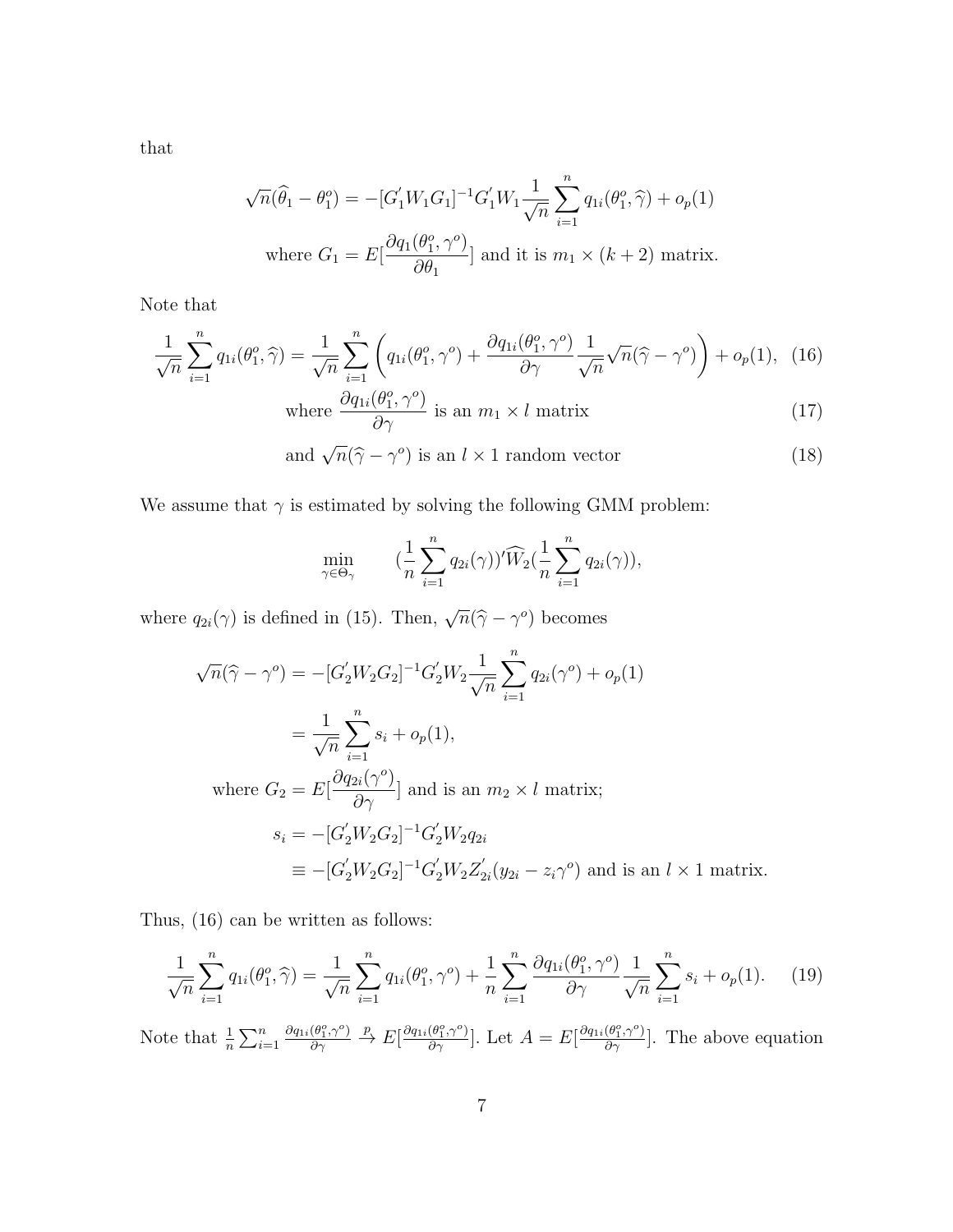that

$$\sqrt{n}(\widehat{\theta}_1 - \theta_1^o) = -[G_1^{'} W_1 G_1]^{-1} G_1^{'} W_1 \frac{1}{\sqrt{n}} \sum_{i=1}^{n} q_{1i}(\theta_1^o, \widehat{\gamma}) + o_p(1)$$

$$\text{where } G_1 = E[\frac{\partial q_1(\theta_1^o, \gamma^o)}{\partial \theta_1}] \text{ and it is } m_1 \times (k+2) \text{ matrix.}$$

Note that

$$\frac{1}{\sqrt{n}} \sum_{i=1}^{n} q_{1i}(\theta_1^o, \widehat{\gamma}) = \frac{1}{\sqrt{n}} \sum_{i=1}^{n} \left( q_{1i}(\theta_1^o, \gamma^o) + \frac{\partial q_{1i}(\theta_1^o, \gamma^o)}{\partial \gamma} \frac{1}{\sqrt{n}} \sqrt{n}(\widehat{\gamma} - \gamma^o) \right) + o_p(1), \quad (16)$$

$$\text{where } \frac{\partial q_{1i}(\theta_1^o, \gamma^o)}{\partial \gamma} \text{ is an } m_1 \times l \text{ matrix} \quad (17)$$

$$\text{and } \sqrt{n}(\widehat{\gamma} - \gamma^o) \text{ is an } l \times 1 \text{ random vector} \quad (18)$$

We assume that $\gamma$ is estimated by solving the following GMM problem:

$$\min_{\gamma \in \Theta_\gamma} \qquad (\frac{1}{n} \sum_{i=1}^{n} q_{2i}(\gamma))' \widehat{W}_2 (\frac{1}{n} \sum_{i=1}^{n} q_{2i}(\gamma)),$$

where $q_{2i}(\gamma)$ is defined in (15). Then, $\sqrt{n}(\widehat{\gamma} - \gamma^o)$ becomes

$$\begin{aligned}
\sqrt{n}(\widehat{\gamma} - \gamma^o) &= -[G_2^{'} W_2 G_2]^{-1} G_2^{'} W_2 \frac{1}{\sqrt{n}} \sum_{i=1}^{n} q_{2i}(\gamma^o) + o_p(1) \\
&= \frac{1}{\sqrt{n}} \sum_{i=1}^{n} s_i + o_p(1), \\
\text{where } G_2 &= E[\frac{\partial q_{2i}(\gamma^o)}{\partial \gamma}] \text{ and is an } m_2 \times l \text{ matrix;} \\
s_i &= -[G_2^{'} W_2 G_2]^{-1} G_2^{'} W_2 q_{2i} \\
&\equiv -[G_2^{'} W_2 G_2]^{-1} G_2^{'} W_2 Z_{2i}^{'} (y_{2i} - z_i \gamma^o) \text{ and is an } l \times 1 \text{ matrix.}
\end{aligned}$$

Thus, (16) can be written as follows:

$$\frac{1}{\sqrt{n}} \sum_{i=1}^{n} q_{1i}(\theta_1^o, \widehat{\gamma}) = \frac{1}{\sqrt{n}} \sum_{i=1}^{n} q_{1i}(\theta_1^o, \gamma^o) + \frac{1}{n} \sum_{i=1}^{n} \frac{\partial q_{1i}(\theta_1^o, \gamma^o)}{\partial \gamma} \frac{1}{\sqrt{n}} \sum_{i=1}^{n} s_i + o_p(1). \quad (19)$$

Note that $\frac{1}{n} \sum_{i=1}^{n} \frac{\partial q_{1i}(\theta_1^o, \gamma^o)}{\partial \gamma} \xrightarrow{p} E[\frac{\partial q_{1i}(\theta_1^o, \gamma^o)}{\partial \gamma}]$. Let $A = E[\frac{\partial q_{1i}(\theta_1^o, \gamma^o)}{\partial \gamma}]$. The above equation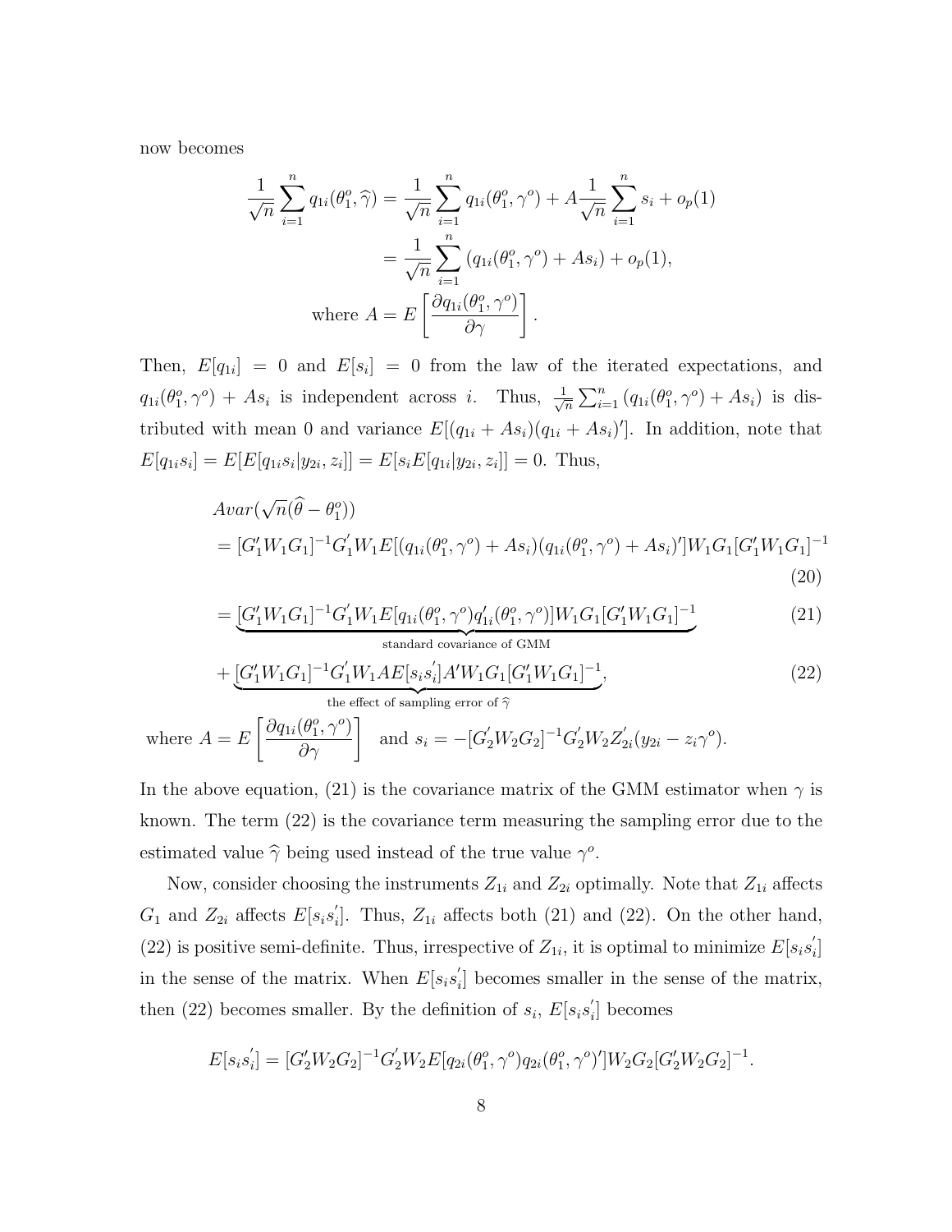now becomes

$$
\begin{aligned}
\frac{1}{\sqrt{n}}\sum_{i=1}^{n} q_{1i}(\theta_1^o, \widehat{\gamma}) &= \frac{1}{\sqrt{n}}\sum_{i=1}^{n} q_{1i}(\theta_1^o, \gamma^o) + A\frac{1}{\sqrt{n}}\sum_{i=1}^{n} s_i + o_p(1) \\
&= \frac{1}{\sqrt{n}}\sum_{i=1}^{n} \left(q_{1i}(\theta_1^o, \gamma^o) + As_i\right) + o_p(1), \\
\text{where } A &= E\left[\frac{\partial q_{1i}(\theta_1^o, \gamma^o)}{\partial \gamma}\right].
\end{aligned}
$$

Then, $E[q_{1i}] = 0$ and $E[s_i] = 0$ from the law of the iterated expectations, and $q_{1i}(\theta_1^o, \gamma^o) + As_i$ is independent across $i$. Thus, $\frac{1}{\sqrt{n}}\sum_{i=1}^{n}(q_{1i}(\theta_1^o, \gamma^o) + As_i)$ is distributed with mean 0 and variance $E[(q_{1i} + As_i)(q_{1i} + As_i)']$. In addition, note that $E[q_{1i}s_i] = E[E[q_{1i}s_i|y_{2i}, z_i]] = E[s_i E[q_{1i}|y_{2i}, z_i]] = 0$. Thus,

$$
\begin{aligned}
&Avar(\sqrt{n}(\widehat{\theta} - \theta_1^o)) \\
&= [G_1'W_1G_1]^{-1}G_1'W_1E[(q_{1i}(\theta_1^o, \gamma^o) + As_i)(q_{1i}(\theta_1^o, \gamma^o) + As_i)']W_1G_1[G_1'W_1G_1]^{-1} \quad (20) \\
&= \underbrace{[G_1'W_1G_1]^{-1}G_1'W_1E[q_{1i}(\theta_1^o, \gamma^o)q_{1i}'(\theta_1^o, \gamma^o)]W_1G_1[G_1'W_1G_1]^{-1}}_{\text{standard covariance of GMM}} \quad (21) \\
&+ \underbrace{[G_1'W_1G_1]^{-1}G_1'W_1AE[s_is_i']A'W_1G_1[G_1'W_1G_1]^{-1}}_{\text{the effect of sampling error of } \widehat{\gamma}}, \quad (22)
\end{aligned}
$$

where $A = E\left[\frac{\partial q_{1i}(\theta_1^o, \gamma^o)}{\partial \gamma}\right]$ and $s_i = -[G_2'W_2G_2]^{-1}G_2'W_2Z_{2i}'(y_{2i} - z_i\gamma^o)$.

In the above equation, (21) is the covariance matrix of the GMM estimator when $\gamma$ is known. The term (22) is the covariance term measuring the sampling error due to the estimated value $\widehat{\gamma}$ being used instead of the true value $\gamma^o$.

Now, consider choosing the instruments $Z_{1i}$ and $Z_{2i}$ optimally. Note that $Z_{1i}$ affects $G_1$ and $Z_{2i}$ affects $E[s_is_i']$. Thus, $Z_{1i}$ affects both (21) and (22). On the other hand, (22) is positive semi-definite. Thus, irrespective of $Z_{1i}$, it is optimal to minimize $E[s_is_i']$ in the sense of the matrix. When $E[s_is_i']$ becomes smaller in the sense of the matrix, then (22) becomes smaller. By the definition of $s_i$, $E[s_is_i']$ becomes

$$
E[s_is_i'] = [G_2'W_2G_2]^{-1}G_2'W_2E[q_{2i}(\theta_1^o, \gamma^o)q_{2i}(\theta_1^o, \gamma^o)']W_2G_2[G_2'W_2G_2]^{-1}.
$$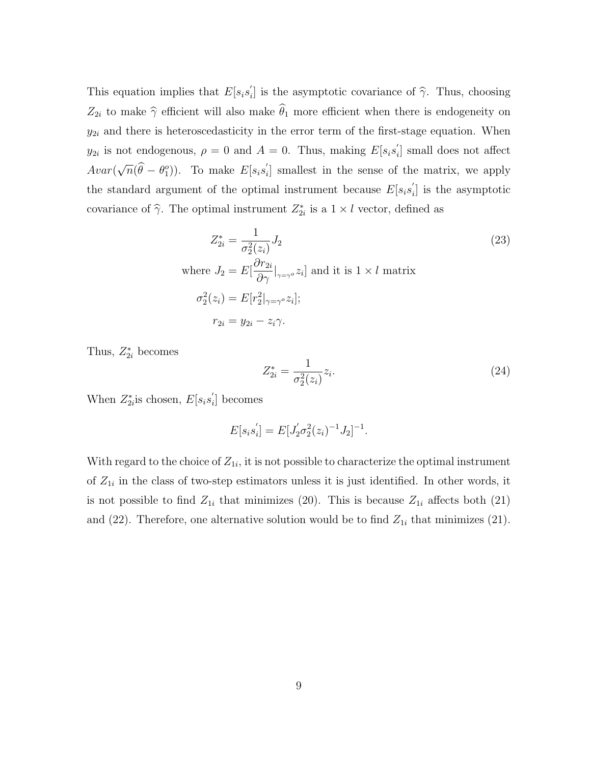This equation implies that $E[s_i s_i^{'}]$ is the asymptotic covariance of $\widehat{\gamma}$. Thus, choosing $Z_{2i}$ to make $\widehat{\gamma}$ efficient will also make $\widehat{\theta}_1$ more efficient when there is endogeneity on $y_{2i}$ and there is heteroscedasticity in the error term of the first-stage equation. When $y_{2i}$ is not endogenous, $\rho = 0$ and $A = 0$. Thus, making $E[s_i s_i^{'}]$ small does not affect $Avar(\sqrt{n}(\widehat{\theta} - \theta_1^o))$. To make $E[s_i s_i^{'}]$ smallest in the sense of the matrix, we apply the standard argument of the optimal instrument because $E[s_i s_i^{'}]$ is the asymptotic covariance of $\widehat{\gamma}$. The optimal instrument $Z_{2i}^*$ is a $1 \times l$ vector, defined as

$$
\begin{aligned}
Z_{2i}^* &= \frac{1}{\sigma_2^2(z_i)} J_2 \qquad (23)\\
\text{where } J_2 &= E[\frac{\partial r_{2i}}{\partial \gamma}|_{\gamma=\gamma^o} z_i] \text{ and it is } 1 \times l \text{ matrix}\\
\sigma_2^2(z_i) &= E[r_2^2|_{\gamma=\gamma^o} z_i];\\
r_{2i} &= y_{2i} - z_i \gamma.
\end{aligned}
$$

Thus, $Z_{2i}^*$ becomes

$$
Z_{2i}^* = \frac{1}{\sigma_2^2(z_i)} z_i. \qquad (24)
$$

When $Z_{2i}^*$is chosen, $E[s_i s_i^{'}]$ becomes

$$
E[s_i s_i^{'}] = E[J_2^{'} \sigma_2^2(z_i)^{-1} J_2]^{-1}.
$$

With regard to the choice of $Z_{1i}$, it is not possible to characterize the optimal instrument of $Z_{1i}$ in the class of two-step estimators unless it is just identified. In other words, it is not possible to find $Z_{1i}$ that minimizes (20). This is because $Z_{1i}$ affects both (21) and (22). Therefore, one alternative solution would be to find $Z_{1i}$ that minimizes (21).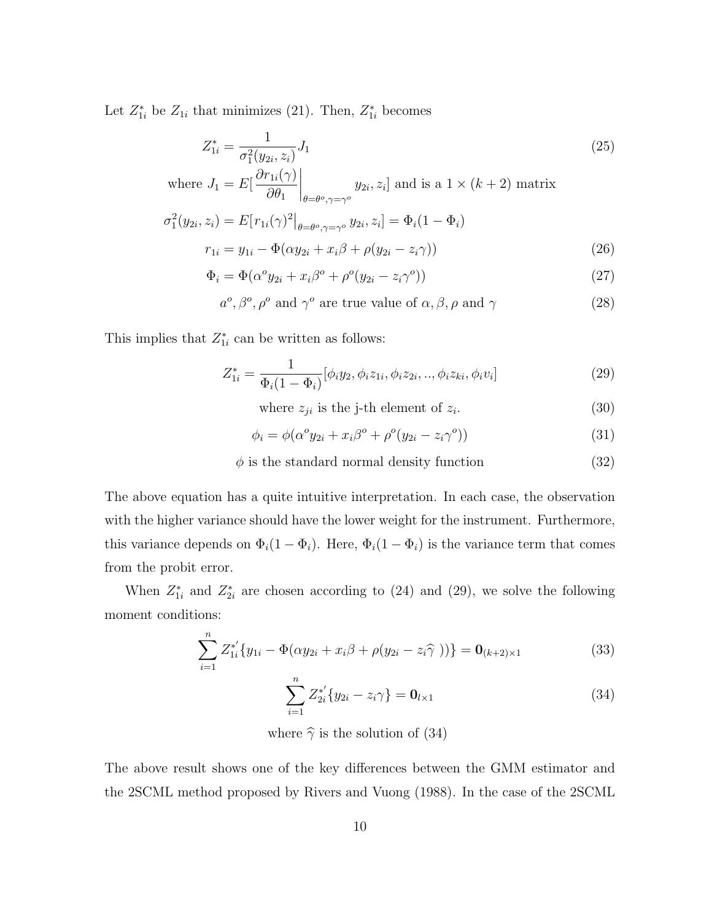Let $Z_{1i}^*$ be $Z_{1i}$ that minimizes (21). Then, $Z_{1i}^*$ becomes

$$Z_{1i}^* = \frac{1}{\sigma_1^2(y_{2i}, z_i)} J_1 \tag{25}$$

$$\text{where } J_1 = E[\left.\frac{\partial r_{1i}(\gamma)}{\partial \theta_1}\right|_{\theta=\theta^o, \gamma=\gamma^o} y_{2i}, z_i] \text{ and is a } 1 \times (k+2) \text{ matrix}$$

$$\sigma_1^2(y_{2i}, z_i) = E[r_{1i}(\gamma)^2\big|_{\theta=\theta^o, \gamma=\gamma^o} y_{2i}, z_i] = \Phi_i(1-\Phi_i)$$

$$r_{1i} = y_{1i} - \Phi(\alpha y_{2i} + x_i\beta + \rho(y_{2i} - z_i\gamma)) \tag{26}$$

$$\Phi_i = \Phi(\alpha^o y_{2i} + x_i\beta^o + \rho^o(y_{2i} - z_i\gamma^o)) \tag{27}$$

$$a^o, \beta^o, \rho^o \text{ and } \gamma^o \text{ are true value of } \alpha, \beta, \rho \text{ and } \gamma \tag{28}$$

This implies that $Z_{1i}^*$ can be written as follows:

$$Z_{1i}^* = \frac{1}{\Phi_i(1-\Phi_i)}[\phi_i y_2, \phi_i z_{1i}, \phi_i z_{2i}, .., \phi_i z_{ki}, \phi_i v_i] \tag{29}$$

$$\text{where } z_{ji} \text{ is the j-th element of } z_i. \tag{30}$$

$$\phi_i = \phi(\alpha^o y_{2i} + x_i\beta^o + \rho^o(y_{2i} - z_i\gamma^o)) \tag{31}$$

$$\phi \text{ is the standard normal density function} \tag{32}$$

The above equation has a quite intuitive interpretation. In each case, the observation with the higher variance should have the lower weight for the instrument. Furthermore, this variance depends on $\Phi_i(1-\Phi_i)$. Here, $\Phi_i(1-\Phi_i)$ is the variance term that comes from the probit error.

When $Z_{1i}^*$ and $Z_{2i}^*$ are chosen according to (24) and (29), we solve the following moment conditions:

$$\sum_{i=1}^{n} Z_{1i}^{*'}\{y_{1i} - \Phi(\alpha y_{2i} + x_i\beta + \rho(y_{2i} - z_i\widehat{\gamma}))\} = \mathbf{0}_{(k+2)\times 1} \tag{33}$$

$$\sum_{i=1}^{n} Z_{2i}^{*'}\{y_{2i} - z_i\gamma\} = \mathbf{0}_{l\times 1} \tag{34}$$

$$\text{where } \widehat{\gamma} \text{ is the solution of (34)}$$

The above result shows one of the key differences between the GMM estimator and the 2SCML method proposed by Rivers and Vuong (1988). In the case of the 2SCML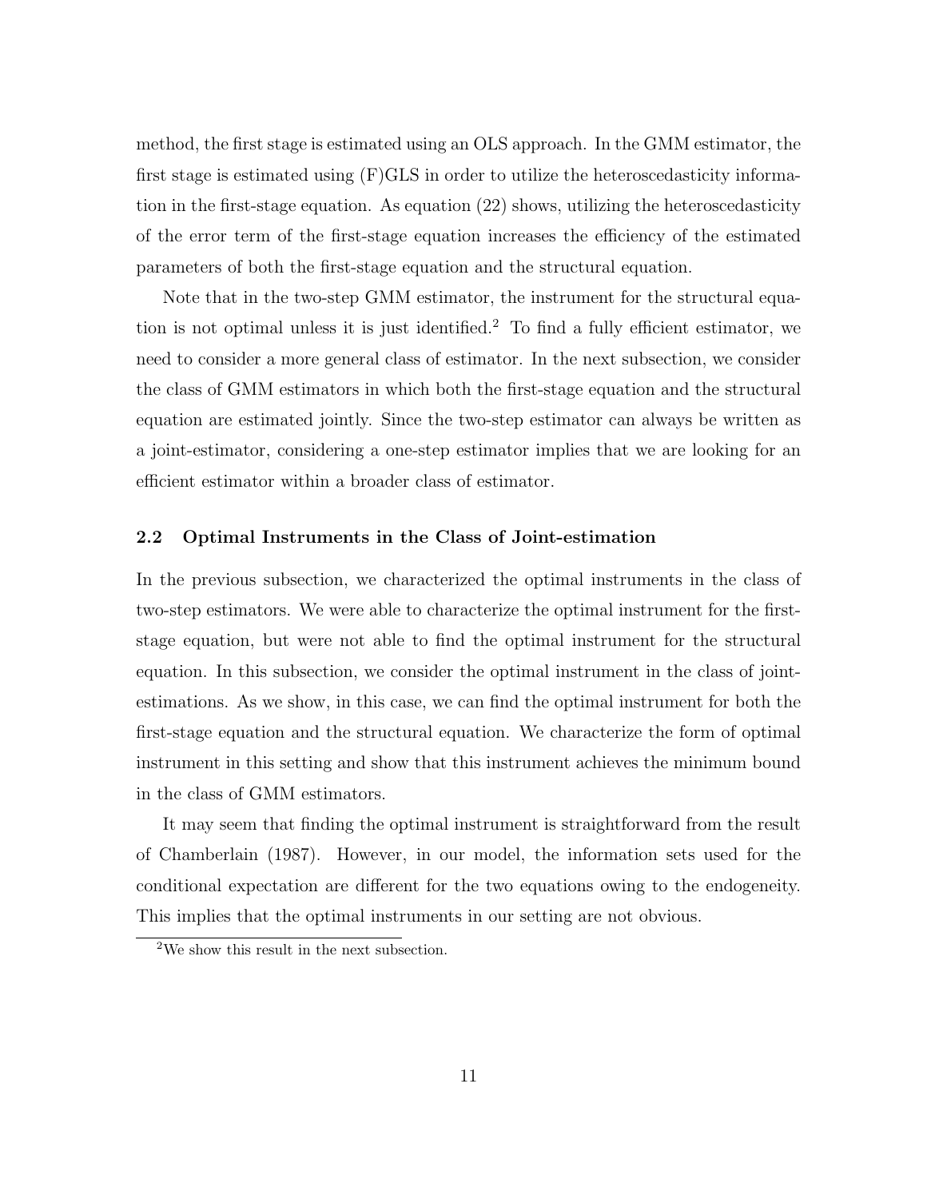method, the first stage is estimated using an OLS approach. In the GMM estimator, the first stage is estimated using (F)GLS in order to utilize the heteroscedasticity information in the first-stage equation. As equation (22) shows, utilizing the heteroscedasticity of the error term of the first-stage equation increases the efficiency of the estimated parameters of both the first-stage equation and the structural equation.

Note that in the two-step GMM estimator, the instrument for the structural equation is not optimal unless it is just identified.[2] To find a fully efficient estimator, we need to consider a more general class of estimator. In the next subsection, we consider the class of GMM estimators in which both the first-stage equation and the structural equation are estimated jointly. Since the two-step estimator can always be written as a joint-estimator, considering a one-step estimator implies that we are looking for an efficient estimator within a broader class of estimator.

### 2.2 Optimal Instruments in the Class of Joint-estimation

In the previous subsection, we characterized the optimal instruments in the class of two-step estimators. We were able to characterize the optimal instrument for the first-stage equation, but were not able to find the optimal instrument for the structural equation. In this subsection, we consider the optimal instrument in the class of joint-estimations. As we show, in this case, we can find the optimal instrument for both the first-stage equation and the structural equation. We characterize the form of optimal instrument in this setting and show that this instrument achieves the minimum bound in the class of GMM estimators.

It may seem that finding the optimal instrument is straightforward from the result of Chamberlain (1987). However, in our model, the information sets used for the conditional expectation are different for the two equations owing to the endogeneity. This implies that the optimal instruments in our setting are not obvious.

[2] We show this result in the next subsection.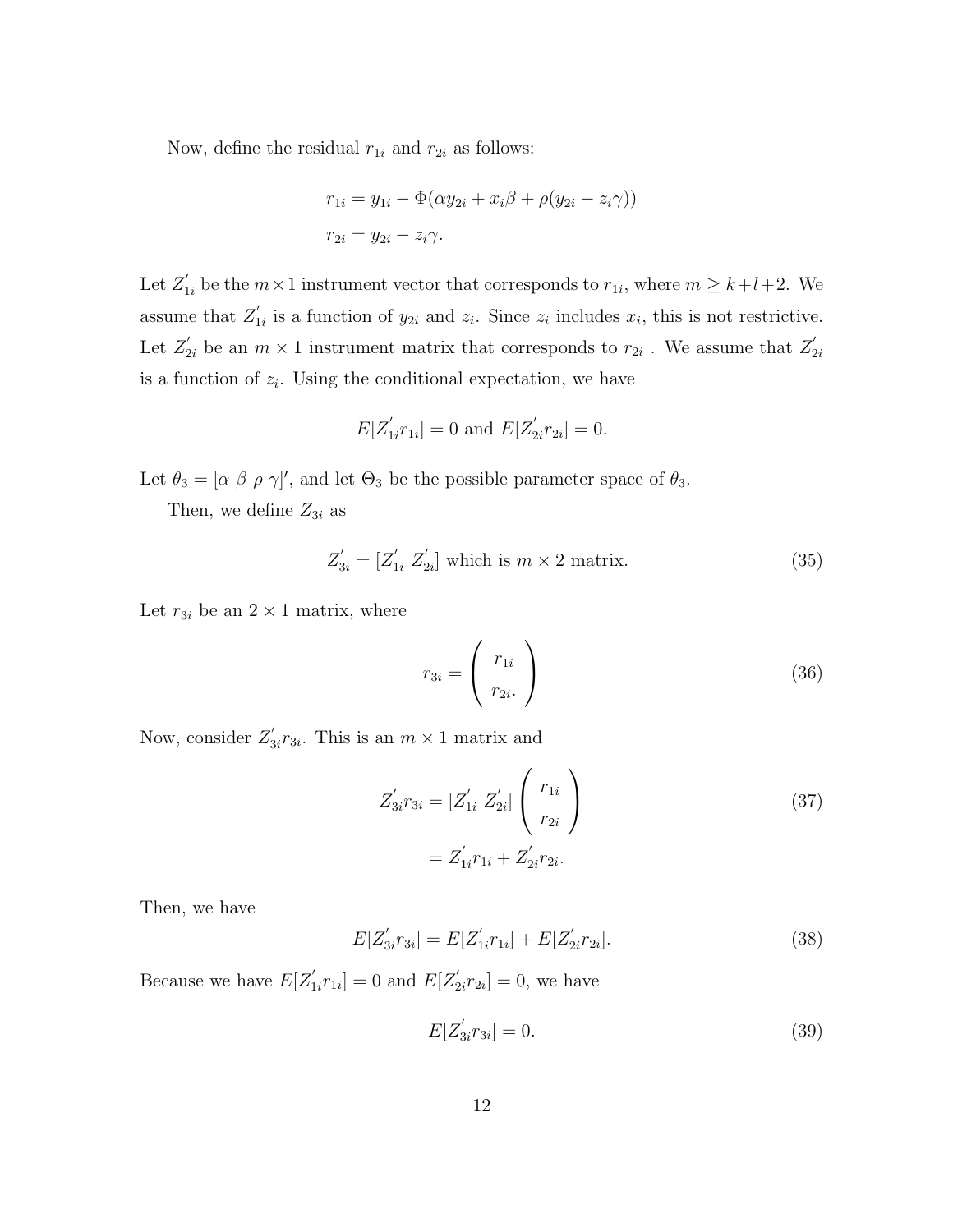Now, define the residual $r_{1i}$ and $r_{2i}$ as follows:

$$
\begin{aligned}
r_{1i} &= y_{1i} - \Phi(\alpha y_{2i} + x_i \beta + \rho(y_{2i} - z_i \gamma)) \\
r_{2i} &= y_{2i} - z_i \gamma.
\end{aligned}
$$

Let $Z_{1i}^{'}$ be the $m \times 1$ instrument vector that corresponds to $r_{1i}$, where $m \geq k+l+2$. We assume that $Z_{1i}^{'}$ is a function of $y_{2i}$ and $z_i$. Since $z_i$ includes $x_i$, this is not restrictive. Let $Z_{2i}^{'}$ be an $m \times 1$ instrument matrix that corresponds to $r_{2i}$ . We assume that $Z_{2i}^{'}$ is a function of $z_i$. Using the conditional expectation, we have

$$
E[Z_{1i}^{'} r_{1i}] = 0 \text{ and } E[Z_{2i}^{'} r_{2i}] = 0.
$$

Let $\theta_3 = [\alpha \ \beta \ \rho \ \gamma]'$, and let $\Theta_3$ be the possible parameter space of $\theta_3$.

Then, we define $Z_{3i}$ as

$$
Z_{3i}^{'} = [Z_{1i}^{'} \ Z_{2i}^{'}] \text{ which is } m \times 2 \text{ matrix.} \tag{35}
$$

Let $r_{3i}$ be an $2 \times 1$ matrix, where

$$
r_{3i} = \begin{pmatrix} r_{1i} \\ r_{2i}. \end{pmatrix} \tag{36}
$$

Now, consider $Z_{3i}^{'} r_{3i}$. This is an $m \times 1$ matrix and

$$
\begin{aligned}
Z_{3i}^{'} r_{3i} &= [Z_{1i}^{'} \ Z_{2i}^{'}] \begin{pmatrix} r_{1i} \\ r_{2i} \end{pmatrix} \\
&= Z_{1i}^{'} r_{1i} + Z_{2i}^{'} r_{2i}.
\end{aligned} \tag{37}
$$

Then, we have

$$
E[Z_{3i}^{'} r_{3i}] = E[Z_{1i}^{'} r_{1i}] + E[Z_{2i}^{'} r_{2i}]. \tag{38}
$$

Because we have $E[Z_{1i}^{'} r_{1i}] = 0$ and $E[Z_{2i}^{'} r_{2i}] = 0$, we have

$$
E[Z_{3i}^{'} r_{3i}] = 0. \tag{39}
$$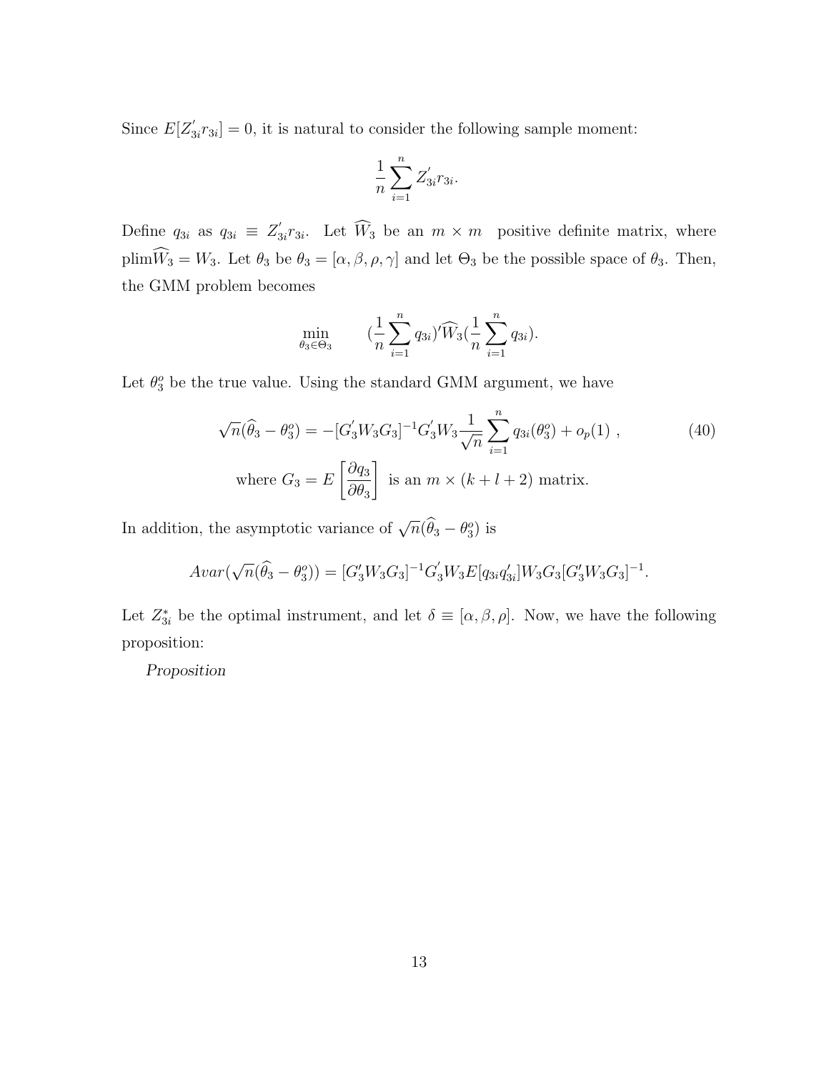Since $E[Z_{3i}' r_{3i}] = 0$, it is natural to consider the following sample moment:

$$\frac{1}{n}\sum_{i=1}^{n} Z_{3i}' r_{3i}.$$

Define $q_{3i}$ as $q_{3i} \equiv Z_{3i}' r_{3i}$. Let $\widehat{W}_3$ be an $m \times m$ positive definite matrix, where $\text{plim}\widehat{W}_3 = W_3$. Let $\theta_3$ be $\theta_3 = [\alpha, \beta, \rho, \gamma]$ and let $\Theta_3$ be the possible space of $\theta_3$. Then, the GMM problem becomes

$$\min_{\theta_3 \in \Theta_3} \quad (\frac{1}{n}\sum_{i=1}^{n} q_{3i})' \widehat{W}_3 (\frac{1}{n}\sum_{i=1}^{n} q_{3i}).$$

Let $\theta_3^o$ be the true value. Using the standard GMM argument, we have

$$\sqrt{n}(\widehat{\theta}_3 - \theta_3^o) = -[G_3' W_3 G_3]^{-1} G_3' W_3 \frac{1}{\sqrt{n}} \sum_{i=1}^{n} q_{3i}(\theta_3^o) + o_p(1) \ , \tag{40}$$

$$\text{where } G_3 = E\left[\frac{\partial q_3}{\partial \theta_3}\right] \text{ is an } m \times (k+l+2) \text{ matrix.}$$

In addition, the asymptotic variance of $\sqrt{n}(\widehat{\theta}_3 - \theta_3^o)$ is

$$Avar(\sqrt{n}(\widehat{\theta}_3 - \theta_3^o)) = [G_3' W_3 G_3]^{-1} G_3' W_3 E[q_{3i} q_{3i}'] W_3 G_3 [G_3' W_3 G_3]^{-1}.$$

Let $Z_{3i}^*$ be the optimal instrument, and let $\delta \equiv [\alpha, \beta, \rho]$. Now, we have the following proposition:

*Proposition*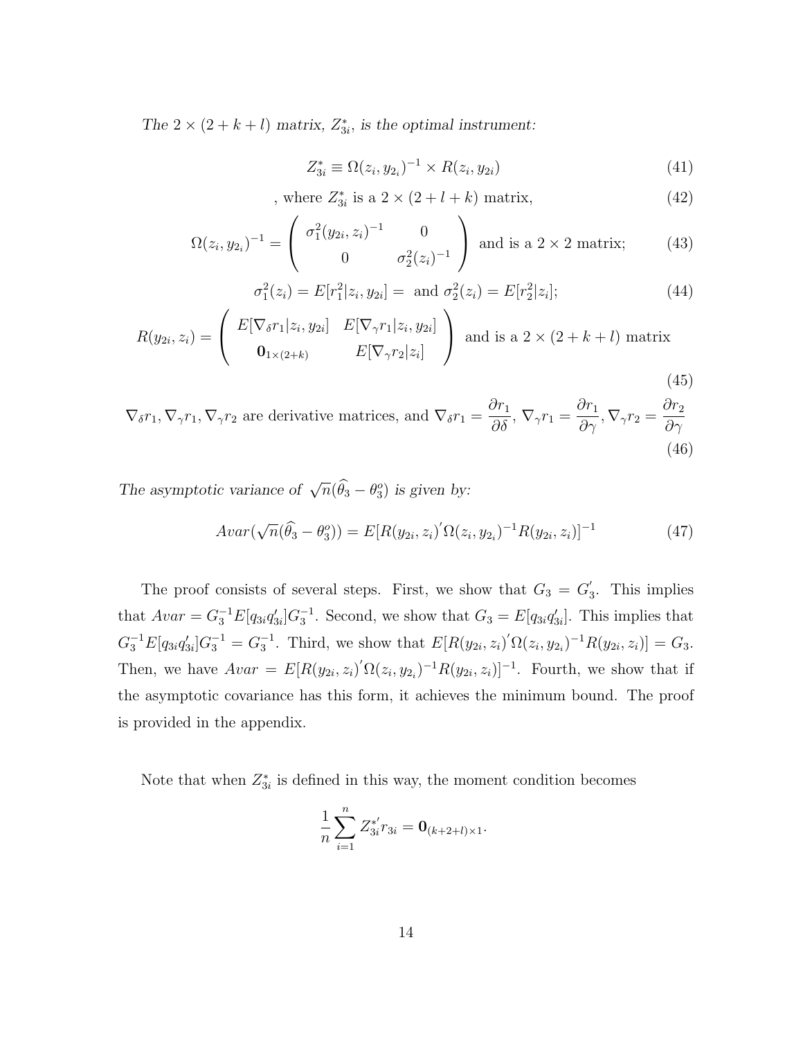*The* $2 \times (2+k+l)$ *matrix,* $Z^*_{3i}$*, is the optimal instrument:*

$$Z^*_{3i} \equiv \Omega(z_i, y_{2_i})^{-1} \times R(z_i, y_{2i}) \tag{41}$$

$$\text{, where } Z^*_{3i} \text{ is a } 2 \times (2+l+k) \text{ matrix,} \tag{42}$$

$$\Omega(z_i, y_{2_i})^{-1} = \begin{pmatrix} \sigma_1^2(y_{2i}, z_i)^{-1} & 0 \\ 0 & \sigma_2^2(z_i)^{-1} \end{pmatrix} \text{ and is a } 2 \times 2 \text{ matrix;} \tag{43}$$

$$\sigma_1^2(z_i) = E[r_1^2 | z_i, y_{2i}] = \text{ and } \sigma_2^2(z_i) = E[r_2^2 | z_i]; \tag{44}$$

$$R(y_{2i}, z_i) = \begin{pmatrix} E[\nabla_\delta r_1 | z_i, y_{2i}] & E[\nabla_\gamma r_1 | z_i, y_{2i}] \\ \mathbf{0}_{1 \times (2+k)} & E[\nabla_\gamma r_2 | z_i] \end{pmatrix} \text{ and is a } 2 \times (2+k+l) \text{ matrix} \tag{45}$$

$$\nabla_\delta r_1, \nabla_\gamma r_1, \nabla_\gamma r_2 \text{ are derivative matrices, and } \nabla_\delta r_1 = \frac{\partial r_1}{\partial \delta},\ \nabla_\gamma r_1 = \frac{\partial r_1}{\partial \gamma}, \nabla_\gamma r_2 = \frac{\partial r_2}{\partial \gamma} \tag{46}$$

*The asymptotic variance of* $\sqrt{n}(\widehat{\theta}_3 - \theta_3^o)$ *is given by:*

$$Avar(\sqrt{n}(\widehat{\theta}_3 - \theta_3^o)) = E[R(y_{2i}, z_i)^{'} \Omega(z_i, y_{2_i})^{-1} R(y_{2i}, z_i)]^{-1} \tag{47}$$

The proof consists of several steps. First, we show that $G_3 = G_3^{'}$. This implies that $Avar = G_3^{-1} E[q_{3i} q_{3i}'] G_3^{-1}$. Second, we show that $G_3 = E[q_{3i} q_{3i}']$. This implies that $G_3^{-1} E[q_{3i} q_{3i}'] G_3^{-1} = G_3^{-1}$. Third, we show that $E[R(y_{2i}, z_i)^{'} \Omega(z_i, y_{2_i})^{-1} R(y_{2i}, z_i)] = G_3$. Then, we have $Avar = E[R(y_{2i}, z_i)^{'} \Omega(z_i, y_{2_i})^{-1} R(y_{2i}, z_i)]^{-1}$. Fourth, we show that if the asymptotic covariance has this form, it achieves the minimum bound. The proof is provided in the appendix.

Note that when $Z^*_{3i}$ is defined in this way, the moment condition becomes

$$\frac{1}{n} \sum_{i=1}^{n} Z^{*'}_{3i} r_{3i} = \mathbf{0}_{(k+2+l) \times 1}.$$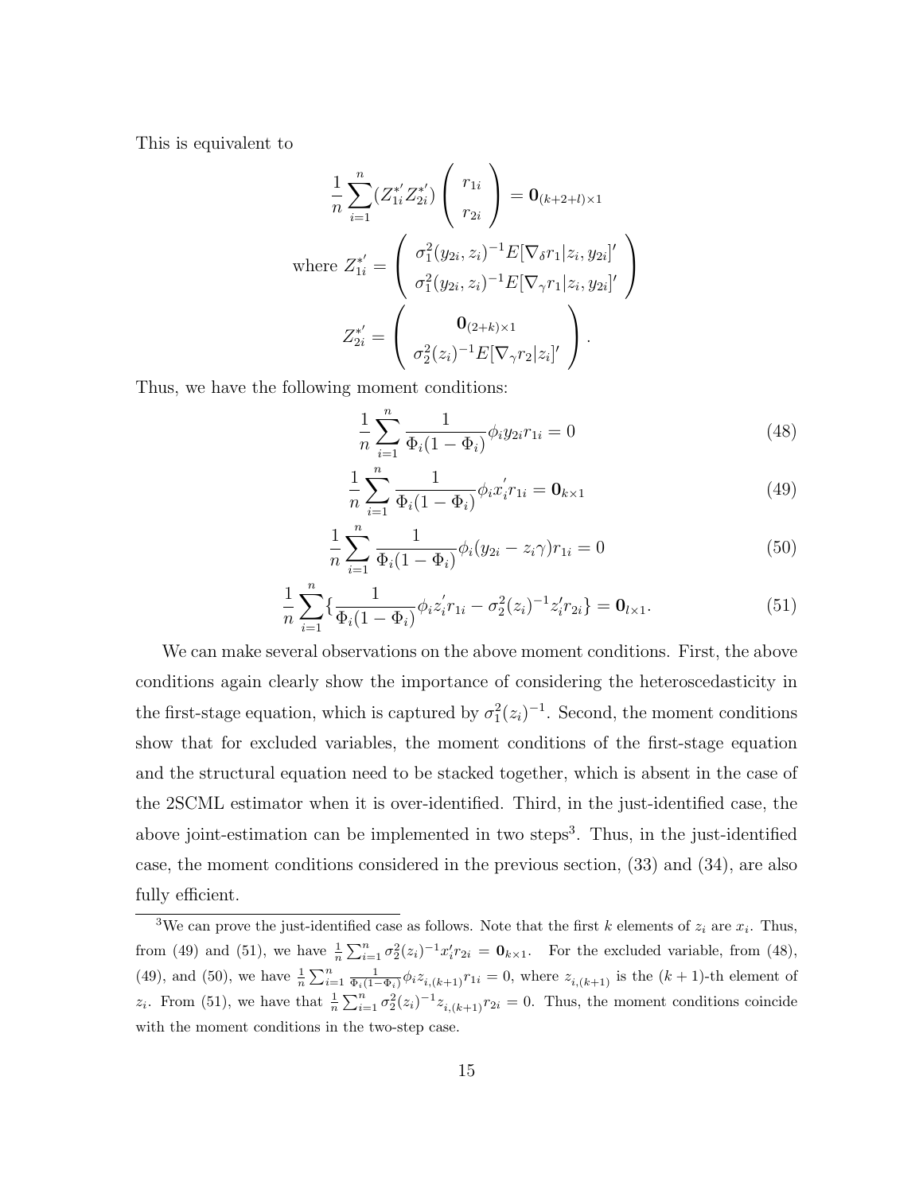This is equivalent to

$$\frac{1}{n}\sum_{i=1}^{n}(Z_{1i}^{*'} Z_{2i}^{*'}) \begin{pmatrix} r_{1i} \\ r_{2i} \end{pmatrix} = \mathbf{0}_{(k+2+l)\times 1}$$

$$\text{where } Z_{1i}^{*'} = \begin{pmatrix} \sigma_1^2(y_{2i}, z_i)^{-1} E[\nabla_\delta r_1 | z_i, y_{2i}]' \\ \sigma_1^2(y_{2i}, z_i)^{-1} E[\nabla_\gamma r_1 | z_i, y_{2i}]' \end{pmatrix}$$

$$Z_{2i}^{*'} = \begin{pmatrix} \mathbf{0}_{(2+k)\times 1} \\ \sigma_2^2(z_i)^{-1} E[\nabla_\gamma r_2 | z_i]' \end{pmatrix}.$$

Thus, we have the following moment conditions:

$$\frac{1}{n}\sum_{i=1}^{n}\frac{1}{\Phi_i(1-\Phi_i)}\phi_i y_{2i} r_{1i} = 0 \tag{48}$$

$$\frac{1}{n}\sum_{i=1}^{n}\frac{1}{\Phi_i(1-\Phi_i)}\phi_i x_i^{'} r_{1i} = \mathbf{0}_{k\times 1} \tag{49}$$

$$\frac{1}{n}\sum_{i=1}^{n}\frac{1}{\Phi_i(1-\Phi_i)}\phi_i (y_{2i} - z_i\gamma) r_{1i} = 0 \tag{50}$$

$$\frac{1}{n}\sum_{i=1}^{n}\left\{\frac{1}{\Phi_i(1-\Phi_i)}\phi_i z_i^{'} r_{1i} - \sigma_2^2(z_i)^{-1} z_i' r_{2i}\right\} = \mathbf{0}_{l\times 1}. \tag{51}$$

We can make several observations on the above moment conditions. First, the above conditions again clearly show the importance of considering the heteroscedasticity in the first-stage equation, which is captured by $\sigma_1^2(z_i)^{-1}$. Second, the moment conditions show that for excluded variables, the moment conditions of the first-stage equation and the structural equation need to be stacked together, which is absent in the case of the 2SCML estimator when it is over-identified. Third, in the just-identified case, the above joint-estimation can be implemented in two steps[3]. Thus, in the just-identified case, the moment conditions considered in the previous section, (33) and (34), are also fully efficient.

[3] We can prove the just-identified case as follows. Note that the first $k$ elements of $z_i$ are $x_i$. Thus, from (49) and (51), we have $\frac{1}{n}\sum_{i=1}^{n}\sigma_2^2(z_i)^{-1}x_i' r_{2i} = \mathbf{0}_{k\times 1}$. For the excluded variable, from (48), (49), and (50), we have $\frac{1}{n}\sum_{i=1}^{n}\frac{1}{\Phi_i(1-\Phi_i)}\phi_i z_{i,(k+1)} r_{1i} = 0$, where $z_{i,(k+1)}$ is the $(k+1)$-th element of $z_i$. From (51), we have that $\frac{1}{n}\sum_{i=1}^{n}\sigma_2^2(z_i)^{-1} z_{i,(k+1)} r_{2i} = 0$. Thus, the moment conditions coincide with the moment conditions in the two-step case.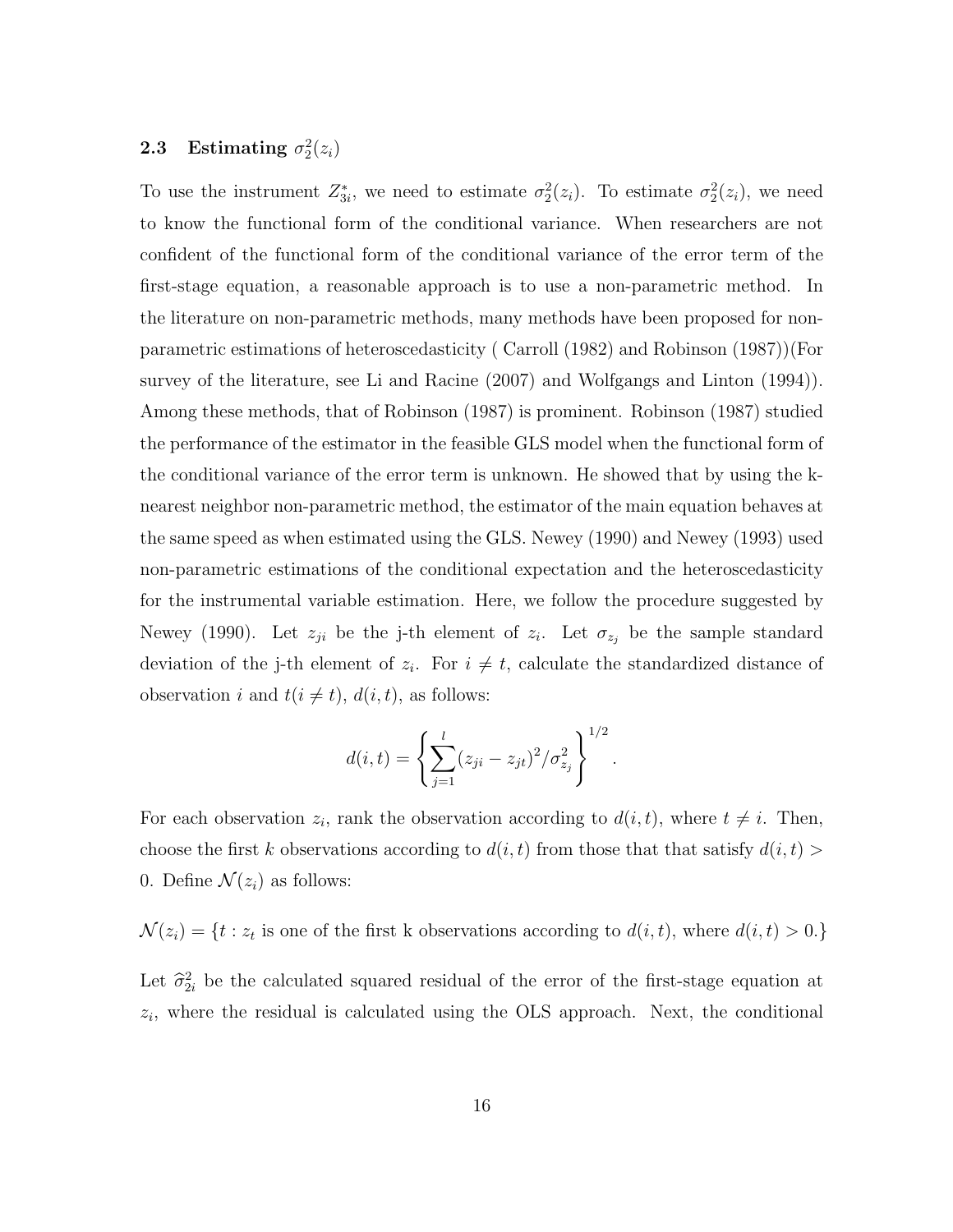### 2.3 Estimating $\sigma_2^2(z_i)$

To use the instrument $Z_{3i}^*$, we need to estimate $\sigma_2^2(z_i)$. To estimate $\sigma_2^2(z_i)$, we need to know the functional form of the conditional variance. When researchers are not confident of the functional form of the conditional variance of the error term of the first-stage equation, a reasonable approach is to use a non-parametric method. In the literature on non-parametric methods, many methods have been proposed for non-parametric estimations of heteroscedasticity ( Carroll (1982) and Robinson (1987))(For survey of the literature, see Li and Racine (2007) and Wolfgangs and Linton (1994)). Among these methods, that of Robinson (1987) is prominent. Robinson (1987) studied the performance of the estimator in the feasible GLS model when the functional form of the conditional variance of the error term is unknown. He showed that by using the k-nearest neighbor non-parametric method, the estimator of the main equation behaves at the same speed as when estimated using the GLS. Newey (1990) and Newey (1993) used non-parametric estimations of the conditional expectation and the heteroscedasticity for the instrumental variable estimation. Here, we follow the procedure suggested by Newey (1990). Let $z_{ji}$ be the j-th element of $z_i$. Let $\sigma_{z_j}$ be the sample standard deviation of the j-th element of $z_i$. For $i \neq t$, calculate the standardized distance of observation $i$ and $t (i \neq t)$, $d(i,t)$, as follows:

$$d(i,t) = \left\{ \sum_{j=1}^{l} (z_{ji} - z_{jt})^2 / \sigma_{z_j}^2 \right\}^{1/2}.$$

For each observation $z_i$, rank the observation according to $d(i,t)$, where $t \neq i$. Then, choose the first $k$ observations according to $d(i,t)$ from those that that satisfy $d(i,t) > 0$. Define $\mathcal{N}(z_i)$ as follows:

$$\mathcal{N}(z_i) = \{t : z_t \text{ is one of the first k observations according to } d(i,t), \text{ where } d(i,t) > 0.\}$$

Let $\widehat{\sigma}_{2i}^2$ be the calculated squared residual of the error of the first-stage equation at $z_i$, where the residual is calculated using the OLS approach. Next, the conditional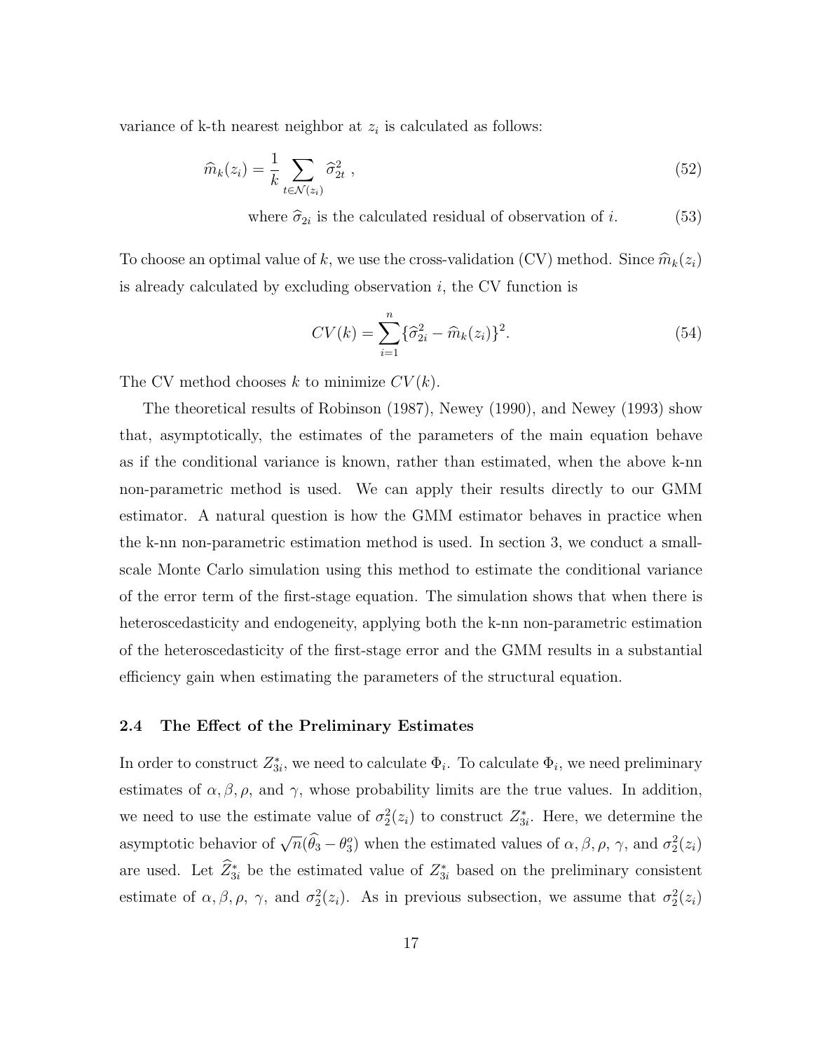variance of k-th nearest neighbor at $z_i$ is calculated as follows:

$$\widehat{m}_k(z_i) = \frac{1}{k} \sum_{t \in \mathcal{N}(z_i)} \widehat{\sigma}_{2t}^2 \ , \tag{52}$$

$$\text{where } \widehat{\sigma}_{2i} \text{ is the calculated residual of observation of } i. \tag{53}$$

To choose an optimal value of $k$, we use the cross-validation (CV) method. Since $\widehat{m}_k(z_i)$ is already calculated by excluding observation $i$, the CV function is

$$CV(k) = \sum_{i=1}^{n} \{\widehat{\sigma}_{2i}^2 - \widehat{m}_k(z_i)\}^2. \tag{54}$$

The CV method chooses $k$ to minimize $CV(k)$.

The theoretical results of Robinson (1987), Newey (1990), and Newey (1993) show that, asymptotically, the estimates of the parameters of the main equation behave as if the conditional variance is known, rather than estimated, when the above k-nn non-parametric method is used. We can apply their results directly to our GMM estimator. A natural question is how the GMM estimator behaves in practice when the k-nn non-parametric estimation method is used. In section 3, we conduct a small-scale Monte Carlo simulation using this method to estimate the conditional variance of the error term of the first-stage equation. The simulation shows that when there is heteroscedasticity and endogeneity, applying both the k-nn non-parametric estimation of the heteroscedasticity of the first-stage error and the GMM results in a substantial efficiency gain when estimating the parameters of the structural equation.

### 2.4 The Effect of the Preliminary Estimates

In order to construct $Z_{3i}^*$, we need to calculate $\Phi_i$. To calculate $\Phi_i$, we need preliminary estimates of $\alpha, \beta, \rho$, and $\gamma$, whose probability limits are the true values. In addition, we need to use the estimate value of $\sigma_2^2(z_i)$ to construct $Z_{3i}^*$. Here, we determine the asymptotic behavior of $\sqrt{n}(\widehat{\theta}_3 - \theta_3^o)$ when the estimated values of $\alpha, \beta, \rho$, $\gamma$, and $\sigma_2^2(z_i)$ are used. Let $\widehat{Z}_{3i}^*$ be the estimated value of $Z_{3i}^*$ based on the preliminary consistent estimate of $\alpha, \beta, \rho$, $\gamma$, and $\sigma_2^2(z_i)$. As in previous subsection, we assume that $\sigma_2^2(z_i)$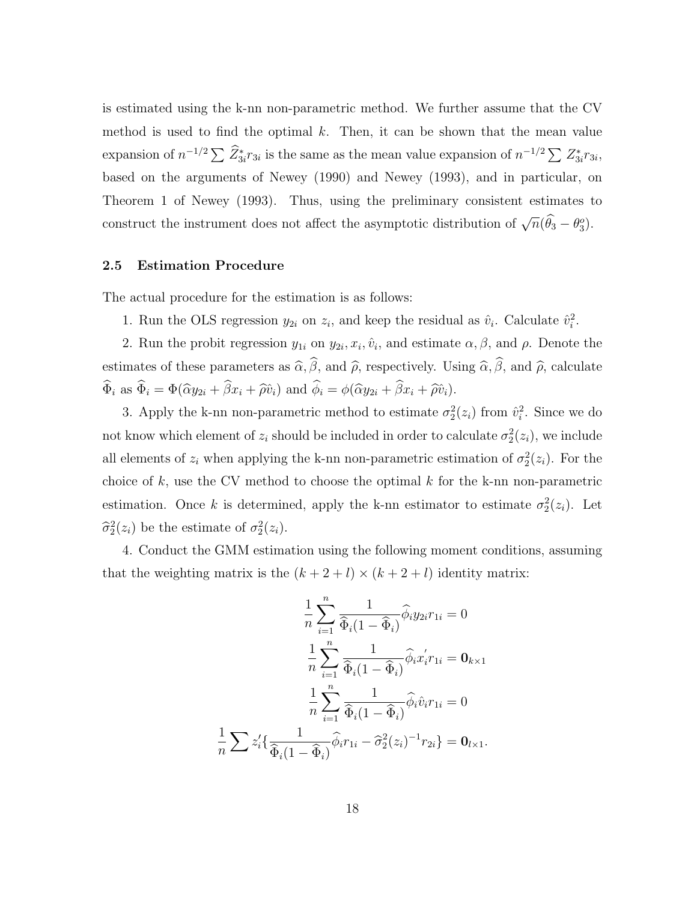is estimated using the k-nn non-parametric method. We further assume that the CV method is used to find the optimal $k$. Then, it can be shown that the mean value expansion of $n^{-1/2}\sum \widehat{Z}_{3i}^{*}r_{3i}$ is the same as the mean value expansion of $n^{-1/2}\sum Z_{3i}^{*}r_{3i}$, based on the arguments of Newey (1990) and Newey (1993), and in particular, on Theorem 1 of Newey (1993). Thus, using the preliminary consistent estimates to construct the instrument does not affect the asymptotic distribution of $\sqrt{n}(\widehat{\theta}_3 - \theta_3^o)$.

### 2.5 Estimation Procedure

The actual procedure for the estimation is as follows:

1. Run the OLS regression $y_{2i}$ on $z_i$, and keep the residual as $\hat{v}_i$. Calculate $\hat{v}_i^2$.

2. Run the probit regression $y_{1i}$ on $y_{2i}, x_i, \hat{v}_i$, and estimate $\alpha, \beta$, and $\rho$. Denote the estimates of these parameters as $\widehat{\alpha}, \widehat{\beta}$, and $\widehat{\rho}$, respectively. Using $\widehat{\alpha}, \widehat{\beta}$, and $\widehat{\rho}$, calculate $\widehat{\Phi}_i$ as $\widehat{\Phi}_i = \Phi(\widehat{\alpha}y_{2i} + \widehat{\beta}x_i + \widehat{\rho}\hat{v}_i)$ and $\widehat{\phi}_i = \phi(\widehat{\alpha}y_{2i} + \widehat{\beta}x_i + \widehat{\rho}\hat{v}_i)$.

3. Apply the k-nn non-parametric method to estimate $\sigma_2^2(z_i)$ from $\hat{v}_i^2$. Since we do not know which element of $z_i$ should be included in order to calculate $\sigma_2^2(z_i)$, we include all elements of $z_i$ when applying the k-nn non-parametric estimation of $\sigma_2^2(z_i)$. For the choice of $k$, use the CV method to choose the optimal $k$ for the k-nn non-parametric estimation. Once $k$ is determined, apply the k-nn estimator to estimate $\sigma_2^2(z_i)$. Let $\widehat{\sigma}_2^2(z_i)$ be the estimate of $\sigma_2^2(z_i)$.

4. Conduct the GMM estimation using the following moment conditions, assuming that the weighting matrix is the $(k+2+l) \times (k+2+l)$ identity matrix:

$$\frac{1}{n}\sum_{i=1}^{n}\frac{1}{\widehat{\Phi}_i(1-\widehat{\Phi}_i)}\widehat{\phi}_i y_{2i} r_{1i} = 0$$

$$\frac{1}{n}\sum_{i=1}^{n}\frac{1}{\widehat{\Phi}_i(1-\widehat{\Phi}_i)}\widehat{\phi}_i x_i' r_{1i} = \mathbf{0}_{k\times 1}$$

$$\frac{1}{n}\sum_{i=1}^{n}\frac{1}{\widehat{\Phi}_i(1-\widehat{\Phi}_i)}\widehat{\phi}_i \hat{v}_i r_{1i} = 0$$

$$\frac{1}{n}\sum z_i'\{\frac{1}{\widehat{\Phi}_i(1-\widehat{\Phi}_i)}\widehat{\phi}_i r_{1i} - \widehat{\sigma}_2^2(z_i)^{-1}r_{2i}\} = \mathbf{0}_{l\times 1}.$$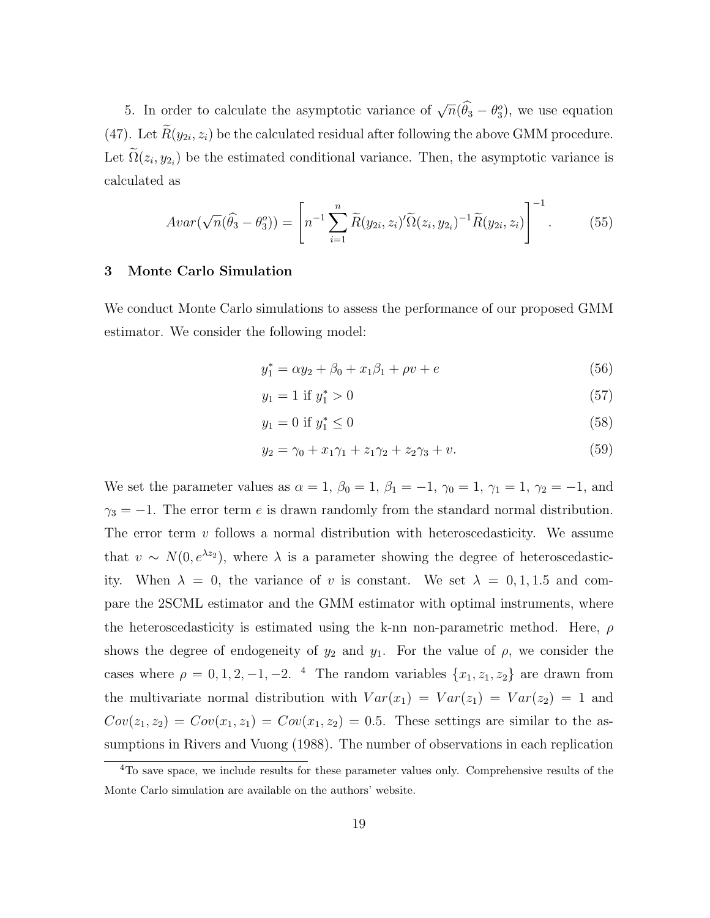5. In order to calculate the asymptotic variance of $\sqrt{n}(\widehat{\theta}_3 - \theta_3^o)$, we use equation (47). Let $\widetilde{R}(y_{2i}, z_i)$ be the calculated residual after following the above GMM procedure. Let $\widetilde{\Omega}(z_i, y_{2_i})$ be the estimated conditional variance. Then, the asymptotic variance is calculated as

$$Avar(\sqrt{n}(\widehat{\theta}_3 - \theta_3^o)) = \left[ n^{-1} \sum_{i=1}^{n} \widetilde{R}(y_{2i}, z_i)' \widetilde{\Omega}(z_i, y_{2_i})^{-1} \widetilde{R}(y_{2i}, z_i) \right]^{-1}. \tag{55}$$

### 3 Monte Carlo Simulation

We conduct Monte Carlo simulations to assess the performance of our proposed GMM estimator. We consider the following model:

$$y_1^* = \alpha y_2 + \beta_0 + x_1 \beta_1 + \rho v + e \tag{56}$$

$$y_1 = 1 \text{ if } y_1^* > 0 \tag{57}$$

$$y_1 = 0 \text{ if } y_1^* \leq 0 \tag{58}$$

$$y_2 = \gamma_0 + x_1 \gamma_1 + z_1 \gamma_2 + z_2 \gamma_3 + v. \tag{59}$$

We set the parameter values as $\alpha = 1$, $\beta_0 = 1$, $\beta_1 = -1$, $\gamma_0 = 1$, $\gamma_1 = 1$, $\gamma_2 = -1$, and $\gamma_3 = -1$. The error term $e$ is drawn randomly from the standard normal distribution. The error term $v$ follows a normal distribution with heteroscedasticity. We assume that $v \sim N(0, e^{\lambda z_2})$, where $\lambda$ is a parameter showing the degree of heteroscedasticity. When $\lambda = 0$, the variance of $v$ is constant. We set $\lambda = 0, 1, 1.5$ and compare the 2SCML estimator and the GMM estimator with optimal instruments, where the heteroscedasticity is estimated using the k-nn non-parametric method. Here, $\rho$ shows the degree of endogeneity of $y_2$ and $y_1$. For the value of $\rho$, we consider the cases where $\rho = 0, 1, 2, -1, -2$. [4] The random variables $\{x_1, z_1, z_2\}$ are drawn from the multivariate normal distribution with $Var(x_1) = Var(z_1) = Var(z_2) = 1$ and $Cov(z_1, z_2) = Cov(x_1, z_1) = Cov(x_1, z_2) = 0.5$. These settings are similar to the assumptions in Rivers and Vuong (1988). The number of observations in each replication

[4] To save space, we include results for these parameter values only. Comprehensive results of the Monte Carlo simulation are available on the authors' website.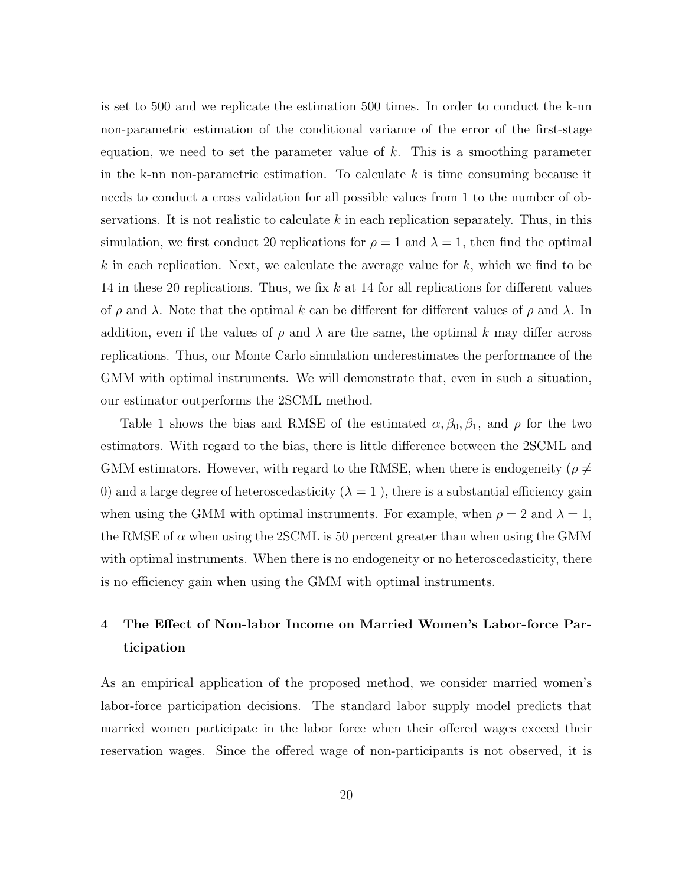is set to 500 and we replicate the estimation 500 times. In order to conduct the k-nn non-parametric estimation of the conditional variance of the error of the first-stage equation, we need to set the parameter value of $k$. This is a smoothing parameter in the k-nn non-parametric estimation. To calculate $k$ is time consuming because it needs to conduct a cross validation for all possible values from 1 to the number of observations. It is not realistic to calculate $k$ in each replication separately. Thus, in this simulation, we first conduct 20 replications for $\rho = 1$ and $\lambda = 1$, then find the optimal $k$ in each replication. Next, we calculate the average value for $k$, which we find to be 14 in these 20 replications. Thus, we fix $k$ at 14 for all replications for different values of $\rho$ and $\lambda$. Note that the optimal $k$ can be different for different values of $\rho$ and $\lambda$. In addition, even if the values of $\rho$ and $\lambda$ are the same, the optimal $k$ may differ across replications. Thus, our Monte Carlo simulation underestimates the performance of the GMM with optimal instruments. We will demonstrate that, even in such a situation, our estimator outperforms the 2SCML method.

Table 1 shows the bias and RMSE of the estimated $\alpha, \beta_0, \beta_1$, and $\rho$ for the two estimators. With regard to the bias, there is little difference between the 2SCML and GMM estimators. However, with regard to the RMSE, when there is endogeneity ($\rho \neq 0$) and a large degree of heteroscedasticity ($\lambda = 1$ ), there is a substantial efficiency gain when using the GMM with optimal instruments. For example, when $\rho = 2$ and $\lambda = 1$, the RMSE of $\alpha$ when using the 2SCML is 50 percent greater than when using the GMM with optimal instruments. When there is no endogeneity or no heteroscedasticity, there is no efficiency gain when using the GMM with optimal instruments.

## 4 The Effect of Non-labor Income on Married Women's Labor-force Participation

As an empirical application of the proposed method, we consider married women's labor-force participation decisions. The standard labor supply model predicts that married women participate in the labor force when their offered wages exceed their reservation wages. Since the offered wage of non-participants is not observed, it is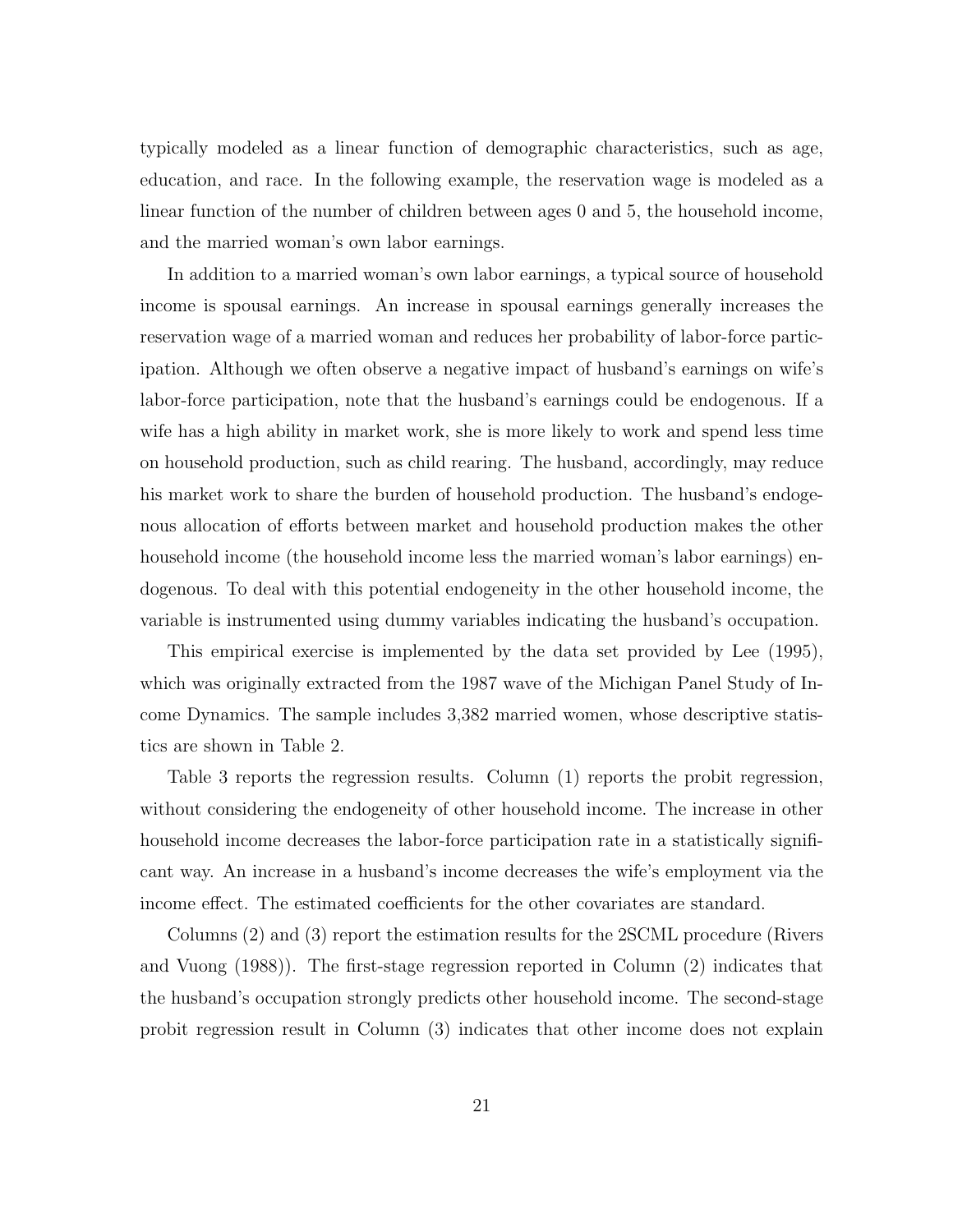typically modeled as a linear function of demographic characteristics, such as age, education, and race. In the following example, the reservation wage is modeled as a linear function of the number of children between ages 0 and 5, the household income, and the married woman's own labor earnings.

In addition to a married woman's own labor earnings, a typical source of household income is spousal earnings. An increase in spousal earnings generally increases the reservation wage of a married woman and reduces her probability of labor-force participation. Although we often observe a negative impact of husband's earnings on wife's labor-force participation, note that the husband's earnings could be endogenous. If a wife has a high ability in market work, she is more likely to work and spend less time on household production, such as child rearing. The husband, accordingly, may reduce his market work to share the burden of household production. The husband's endogenous allocation of efforts between market and household production makes the other household income (the household income less the married woman's labor earnings) endogenous. To deal with this potential endogeneity in the other household income, the variable is instrumented using dummy variables indicating the husband's occupation.

This empirical exercise is implemented by the data set provided by Lee (1995), which was originally extracted from the 1987 wave of the Michigan Panel Study of Income Dynamics. The sample includes 3,382 married women, whose descriptive statistics are shown in Table 2.

Table 3 reports the regression results. Column (1) reports the probit regression, without considering the endogeneity of other household income. The increase in other household income decreases the labor-force participation rate in a statistically significant way. An increase in a husband's income decreases the wife's employment via the income effect. The estimated coefficients for the other covariates are standard.

Columns (2) and (3) report the estimation results for the 2SCML procedure (Rivers and Vuong (1988)). The first-stage regression reported in Column (2) indicates that the husband's occupation strongly predicts other household income. The second-stage probit regression result in Column (3) indicates that other income does not explain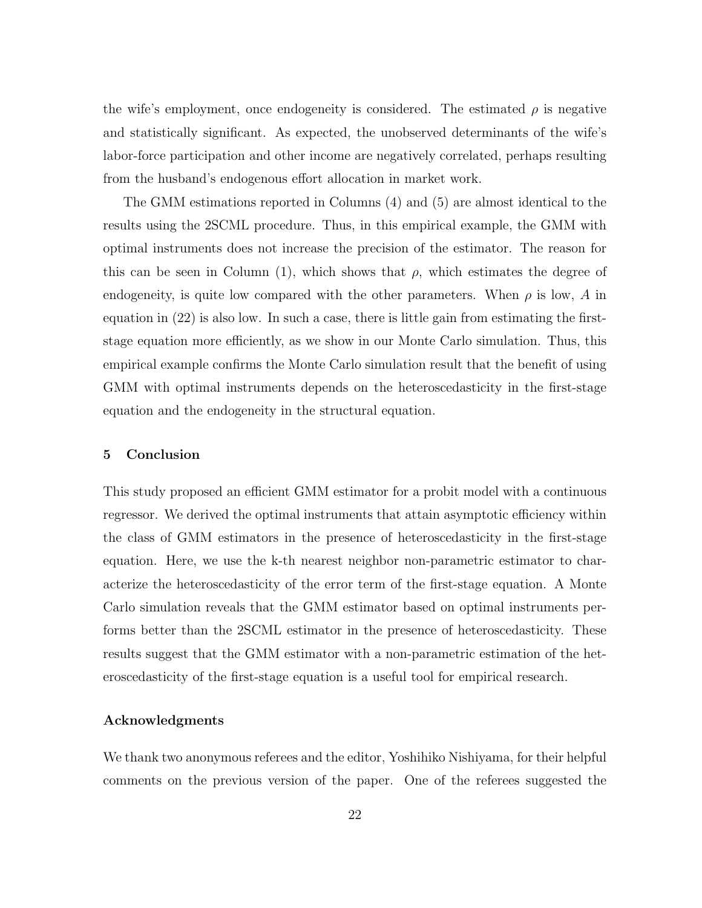the wife's employment, once endogeneity is considered. The estimated $\rho$ is negative and statistically significant. As expected, the unobserved determinants of the wife's labor-force participation and other income are negatively correlated, perhaps resulting from the husband's endogenous effort allocation in market work.

The GMM estimations reported in Columns (4) and (5) are almost identical to the results using the 2SCML procedure. Thus, in this empirical example, the GMM with optimal instruments does not increase the precision of the estimator. The reason for this can be seen in Column (1), which shows that $\rho$, which estimates the degree of endogeneity, is quite low compared with the other parameters. When $\rho$ is low, $A$ in equation in (22) is also low. In such a case, there is little gain from estimating the first-stage equation more efficiently, as we show in our Monte Carlo simulation. Thus, this empirical example confirms the Monte Carlo simulation result that the benefit of using GMM with optimal instruments depends on the heteroscedasticity in the first-stage equation and the endogeneity in the structural equation.

## 5 Conclusion

This study proposed an efficient GMM estimator for a probit model with a continuous regressor. We derived the optimal instruments that attain asymptotic efficiency within the class of GMM estimators in the presence of heteroscedasticity in the first-stage equation. Here, we use the k-th nearest neighbor non-parametric estimator to characterize the heteroscedasticity of the error term of the first-stage equation. A Monte Carlo simulation reveals that the GMM estimator based on optimal instruments performs better than the 2SCML estimator in the presence of heteroscedasticity. These results suggest that the GMM estimator with a non-parametric estimation of the heteroscedasticity of the first-stage equation is a useful tool for empirical research.

### Acknowledgments

We thank two anonymous referees and the editor, Yoshihiko Nishiyama, for their helpful comments on the previous version of the paper. One of the referees suggested the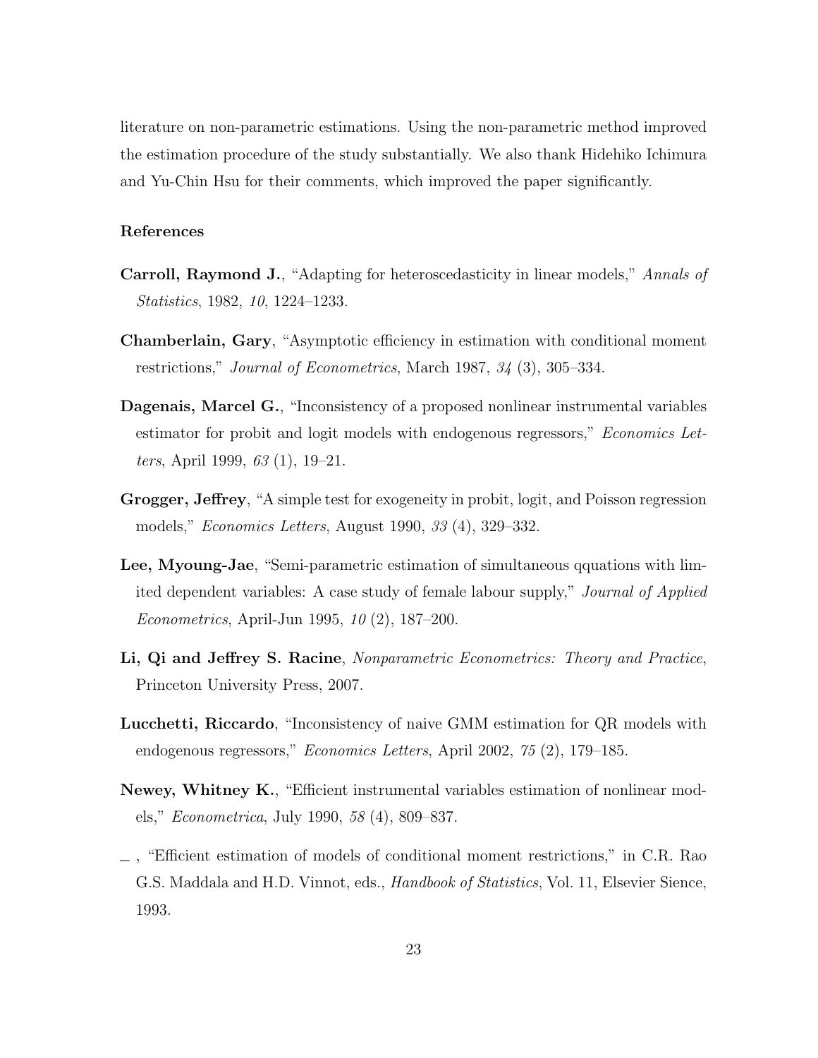literature on non-parametric estimations. Using the non-parametric method improved the estimation procedure of the study substantially. We also thank Hidehiko Ichimura and Yu-Chin Hsu for their comments, which improved the paper significantly.

### References

**Carroll, Raymond J.**, "Adapting for heteroscedasticity in linear models," *Annals of Statistics*, 1982, *10*, 1224–1233.

**Chamberlain, Gary**, "Asymptotic efficiency in estimation with conditional moment restrictions," *Journal of Econometrics*, March 1987, *34* (3), 305–334.

**Dagenais, Marcel G.**, "Inconsistency of a proposed nonlinear instrumental variables estimator for probit and logit models with endogenous regressors," *Economics Letters*, April 1999, *63* (1), 19–21.

**Grogger, Jeffrey**, "A simple test for exogeneity in probit, logit, and Poisson regression models," *Economics Letters*, August 1990, *33* (4), 329–332.

**Lee, Myoung-Jae**, "Semi-parametric estimation of simultaneous qquations with limited dependent variables: A case study of female labour supply," *Journal of Applied Econometrics*, April-Jun 1995, *10* (2), 187–200.

**Li, Qi and Jeffrey S. Racine**, *Nonparametric Econometrics: Theory and Practice*, Princeton University Press, 2007.

**Lucchetti, Riccardo**, "Inconsistency of naive GMM estimation for QR models with endogenous regressors," *Economics Letters*, April 2002, *75* (2), 179–185.

**Newey, Whitney K.**, "Efficient instrumental variables estimation of nonlinear models," *Econometrica*, July 1990, *58* (4), 809–837.

\_ , "Efficient estimation of models of conditional moment restrictions," in C.R. Rao G.S. Maddala and H.D. Vinnot, eds., *Handbook of Statistics*, Vol. 11, Elsevier Sience, 1993.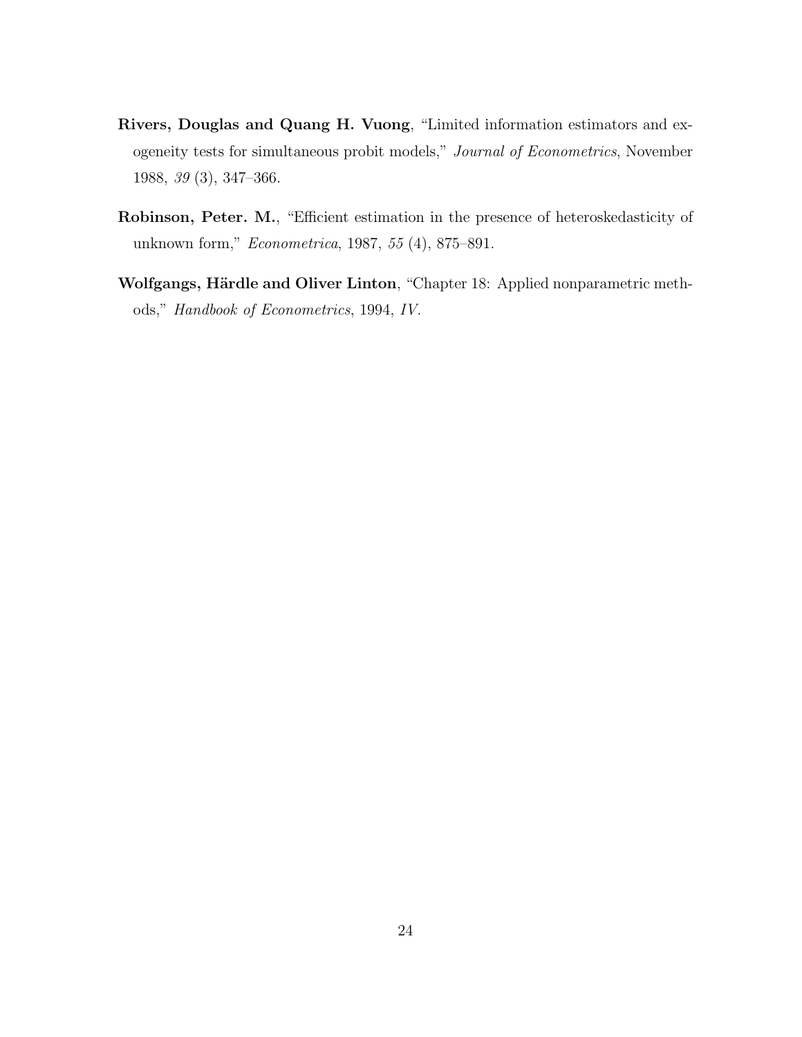**Rivers, Douglas and Quang H. Vuong**, "Limited information estimators and exogeneity tests for simultaneous probit models," *Journal of Econometrics*, November 1988, *39* (3), 347–366.

**Robinson, Peter. M.**, "Efficient estimation in the presence of heteroskedasticity of unknown form," *Econometrica*, 1987, *55* (4), 875–891.

**Wolfgangs, Härdle and Oliver Linton**, "Chapter 18: Applied nonparametric methods," *Handbook of Econometrics*, 1994, *IV*.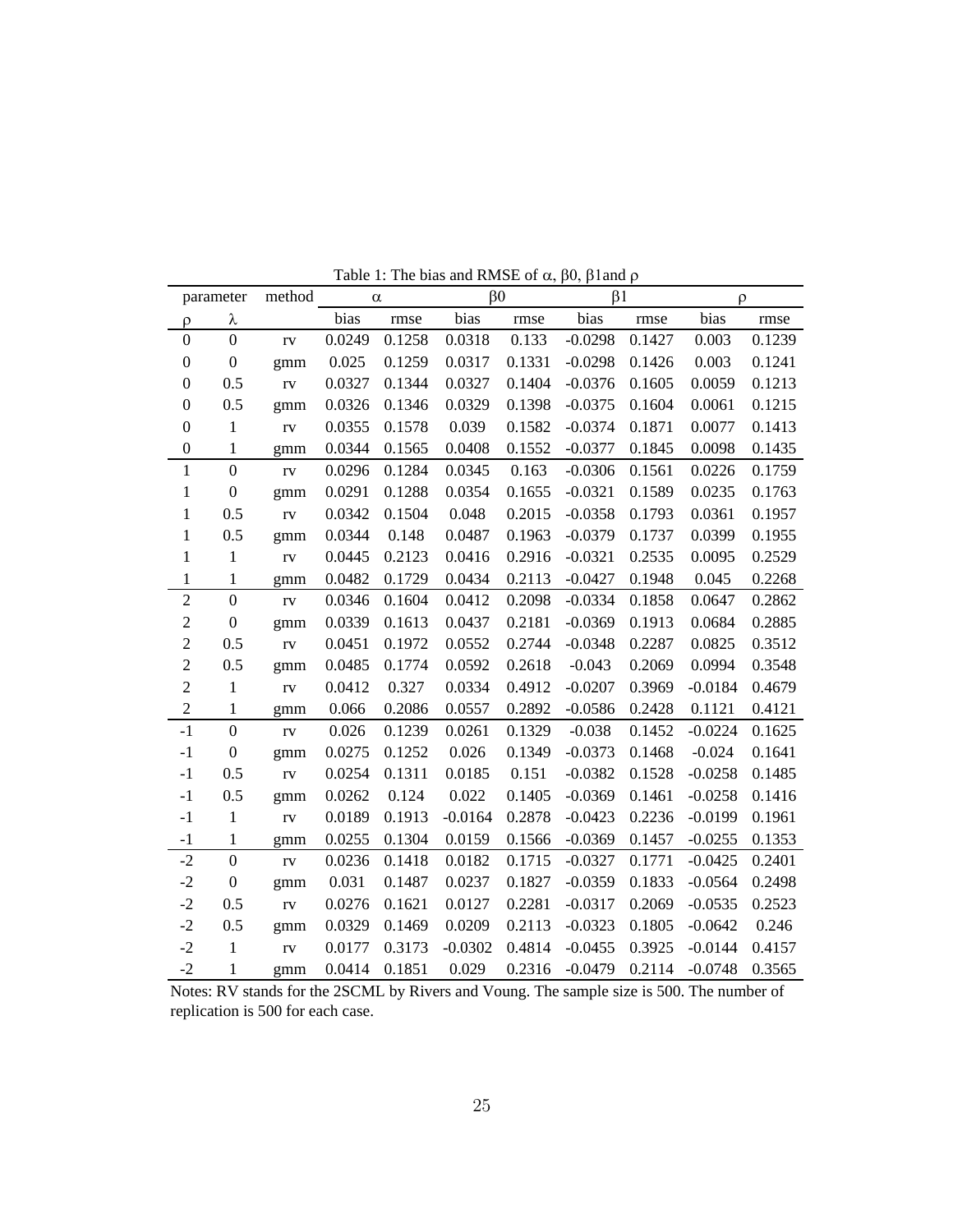Table 1: The bias and RMSE of $\alpha$, $\beta 0$, $\beta 1$and $\rho$

| parameter | | method | $\alpha$ | | $\beta 0$ | | $\beta 1$ | | $\rho$ | |
|---|---|---|---|---|---|---|---|---|---|---|
| $\rho$ | $\lambda$ | | bias | rmse | bias | rmse | bias | rmse | bias | rmse |
| 0 | 0 | rv | 0.0249 | 0.1258 | 0.0318 | 0.133 | -0.0298 | 0.1427 | 0.003 | 0.1239 |
| 0 | 0 | gmm | 0.025 | 0.1259 | 0.0317 | 0.1331 | -0.0298 | 0.1426 | 0.003 | 0.1241 |
| 0 | 0.5 | rv | 0.0327 | 0.1344 | 0.0327 | 0.1404 | -0.0376 | 0.1605 | 0.0059 | 0.1213 |
| 0 | 0.5 | gmm | 0.0326 | 0.1346 | 0.0329 | 0.1398 | -0.0375 | 0.1604 | 0.0061 | 0.1215 |
| 0 | 1 | rv | 0.0355 | 0.1578 | 0.039 | 0.1582 | -0.0374 | 0.1871 | 0.0077 | 0.1413 |
| 0 | 1 | gmm | 0.0344 | 0.1565 | 0.0408 | 0.1552 | -0.0377 | 0.1845 | 0.0098 | 0.1435 |
| 1 | 0 | rv | 0.0296 | 0.1284 | 0.0345 | 0.163 | -0.0306 | 0.1561 | 0.0226 | 0.1759 |
| 1 | 0 | gmm | 0.0291 | 0.1288 | 0.0354 | 0.1655 | -0.0321 | 0.1589 | 0.0235 | 0.1763 |
| 1 | 0.5 | rv | 0.0342 | 0.1504 | 0.048 | 0.2015 | -0.0358 | 0.1793 | 0.0361 | 0.1957 |
| 1 | 0.5 | gmm | 0.0344 | 0.148 | 0.0487 | 0.1963 | -0.0379 | 0.1737 | 0.0399 | 0.1955 |
| 1 | 1 | rv | 0.0445 | 0.2123 | 0.0416 | 0.2916 | -0.0321 | 0.2535 | 0.0095 | 0.2529 |
| 1 | 1 | gmm | 0.0482 | 0.1729 | 0.0434 | 0.2113 | -0.0427 | 0.1948 | 0.045 | 0.2268 |
| 2 | 0 | rv | 0.0346 | 0.1604 | 0.0412 | 0.2098 | -0.0334 | 0.1858 | 0.0647 | 0.2862 |
| 2 | 0 | gmm | 0.0339 | 0.1613 | 0.0437 | 0.2181 | -0.0369 | 0.1913 | 0.0684 | 0.2885 |
| 2 | 0.5 | rv | 0.0451 | 0.1972 | 0.0552 | 0.2744 | -0.0348 | 0.2287 | 0.0825 | 0.3512 |
| 2 | 0.5 | gmm | 0.0485 | 0.1774 | 0.0592 | 0.2618 | -0.043 | 0.2069 | 0.0994 | 0.3548 |
| 2 | 1 | rv | 0.0412 | 0.327 | 0.0334 | 0.4912 | -0.0207 | 0.3969 | -0.0184 | 0.4679 |
| 2 | 1 | gmm | 0.066 | 0.2086 | 0.0557 | 0.2892 | -0.0586 | 0.2428 | 0.1121 | 0.4121 |
| -1 | 0 | rv | 0.026 | 0.1239 | 0.0261 | 0.1329 | -0.038 | 0.1452 | -0.0224 | 0.1625 |
| -1 | 0 | gmm | 0.0275 | 0.1252 | 0.026 | 0.1349 | -0.0373 | 0.1468 | -0.024 | 0.1641 |
| -1 | 0.5 | rv | 0.0254 | 0.1311 | 0.0185 | 0.151 | -0.0382 | 0.1528 | -0.0258 | 0.1485 |
| -1 | 0.5 | gmm | 0.0262 | 0.124 | 0.022 | 0.1405 | -0.0369 | 0.1461 | -0.0258 | 0.1416 |
| -1 | 1 | rv | 0.0189 | 0.1913 | -0.0164 | 0.2878 | -0.0423 | 0.2236 | -0.0199 | 0.1961 |
| -1 | 1 | gmm | 0.0255 | 0.1304 | 0.0159 | 0.1566 | -0.0369 | 0.1457 | -0.0255 | 0.1353 |
| -2 | 0 | rv | 0.0236 | 0.1418 | 0.0182 | 0.1715 | -0.0327 | 0.1771 | -0.0425 | 0.2401 |
| -2 | 0 | gmm | 0.031 | 0.1487 | 0.0237 | 0.1827 | -0.0359 | 0.1833 | -0.0564 | 0.2498 |
| -2 | 0.5 | rv | 0.0276 | 0.1621 | 0.0127 | 0.2281 | -0.0317 | 0.2069 | -0.0535 | 0.2523 |
| -2 | 0.5 | gmm | 0.0329 | 0.1469 | 0.0209 | 0.2113 | -0.0323 | 0.1805 | -0.0642 | 0.246 |
| -2 | 1 | rv | 0.0177 | 0.3173 | -0.0302 | 0.4814 | -0.0455 | 0.3925 | -0.0144 | 0.4157 |
| -2 | 1 | gmm | 0.0414 | 0.1851 | 0.029 | 0.2316 | -0.0479 | 0.2114 | -0.0748 | 0.3565 |

Notes: RV stands for the 2SCML by Rivers and Voung. The sample size is 500. The number of replication is 500 for each case.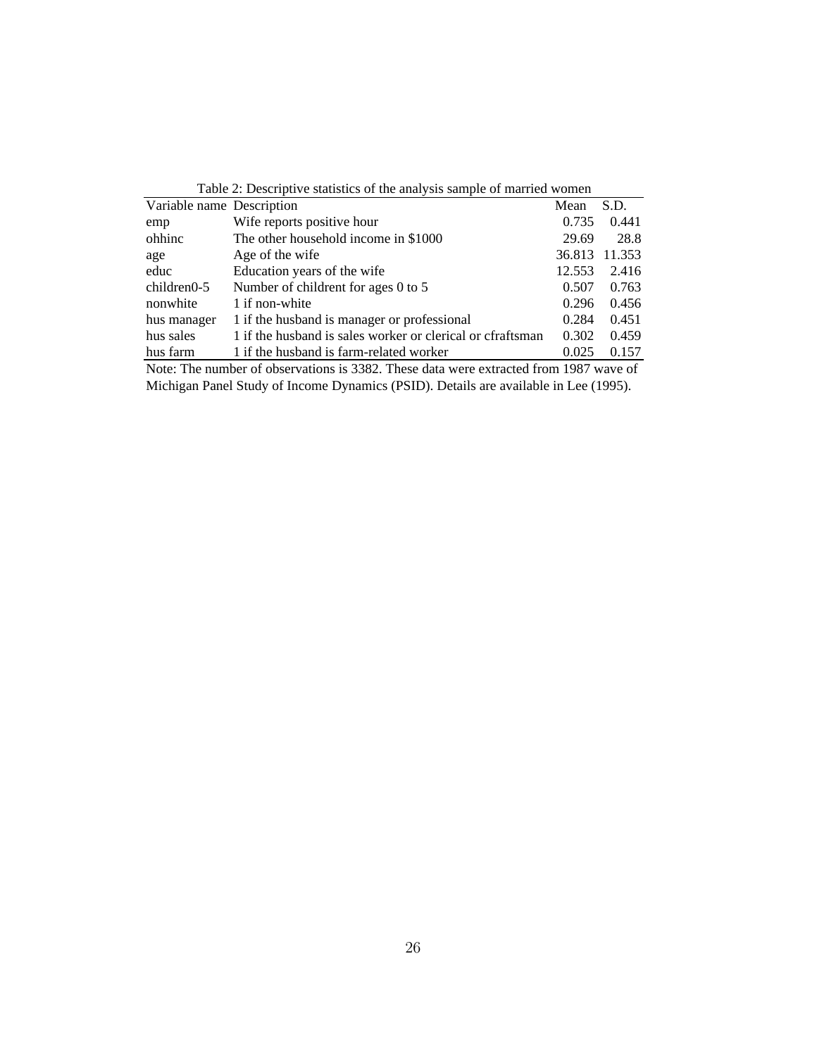Table 2: Descriptive statistics of the analysis sample of married women

| Variable name | Description | Mean | S.D. |
|---|---|---|---|
| emp | Wife reports positive hour | 0.735 | 0.441 |
| ohhinc | The other household income in $1000 | 29.69 | 28.8 |
| age | Age of the wife | 36.813 | 11.353 |
| educ | Education years of the wife | 12.553 | 2.416 |
| children0-5 | Number of childrent for ages 0 to 5 | 0.507 | 0.763 |
| nonwhite | 1 if non-white | 0.296 | 0.456 |
| hus manager | 1 if the husband is manager or professional | 0.284 | 0.451 |
| hus sales | 1 if the husband is sales worker or clerical or cfraftsman | 0.302 | 0.459 |
| hus farm | 1 if the husband is farm-related worker | 0.025 | 0.157 |

Note: The number of observations is 3382. These data were extracted from 1987 wave of Michigan Panel Study of Income Dynamics (PSID). Details are available in Lee (1995).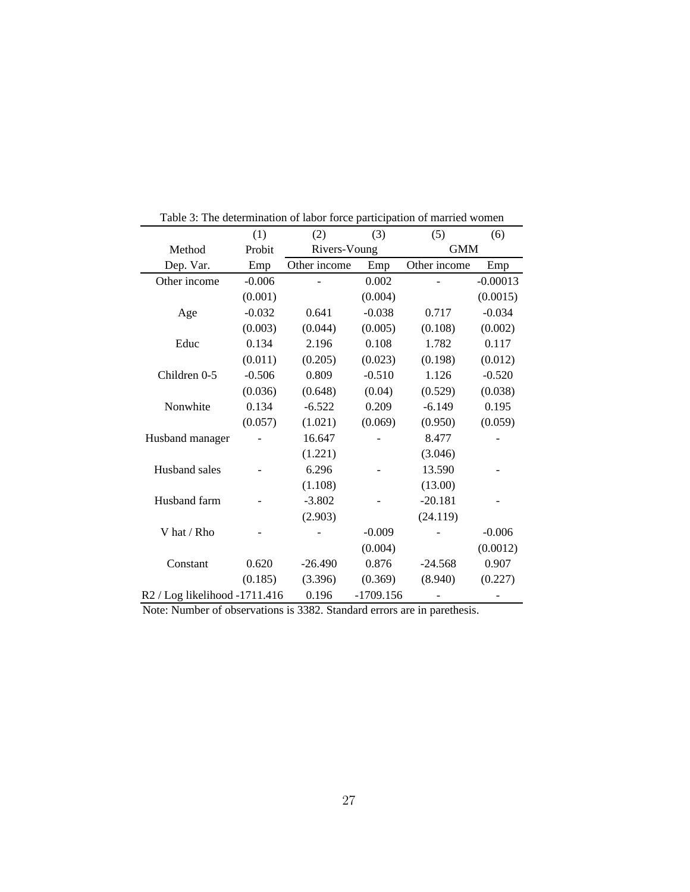Table 3: The determination of labor force participation of married women

| | (1) | (2) | (3) | (5) | (6) |
|---|---|---|---|---|---|
| Method | Probit | Rivers-Voung | | GMM | |
| Dep. Var. | Emp | Other income | Emp | Other income | Emp |
| Other income | -0.006 | - | 0.002 | - | -0.00013 |
| | (0.001) | | (0.004) | | (0.0015) |
| Age | -0.032 | 0.641 | -0.038 | 0.717 | -0.034 |
| | (0.003) | (0.044) | (0.005) | (0.108) | (0.002) |
| Educ | 0.134 | 2.196 | 0.108 | 1.782 | 0.117 |
| | (0.011) | (0.205) | (0.023) | (0.198) | (0.012) |
| Children 0-5 | -0.506 | 0.809 | -0.510 | 1.126 | -0.520 |
| | (0.036) | (0.648) | (0.04) | (0.529) | (0.038) |
| Nonwhite | 0.134 | -6.522 | 0.209 | -6.149 | 0.195 |
| | (0.057) | (1.021) | (0.069) | (0.950) | (0.059) |
| Husband manager | - | 16.647 | - | 8.477 | - |
| | | (1.221) | | (3.046) | |
| Husband sales | - | 6.296 | - | 13.590 | - |
| | | (1.108) | | (13.00) | |
| Husband farm | - | -3.802 | - | -20.181 | - |
| | | (2.903) | | (24.119) | |
| V hat / Rho | - | - | -0.009 | - | -0.006 |
| | | | (0.004) | | (0.0012) |
| Constant | 0.620 | -26.490 | 0.876 | -24.568 | 0.907 |
| | (0.185) | (3.396) | (0.369) | (8.940) | (0.227) |
| R2 / Log likelihood | -1711.416 | 0.196 | -1709.156 | - | - |

Note: Number of observations is 3382. Standard errors are in parethesis.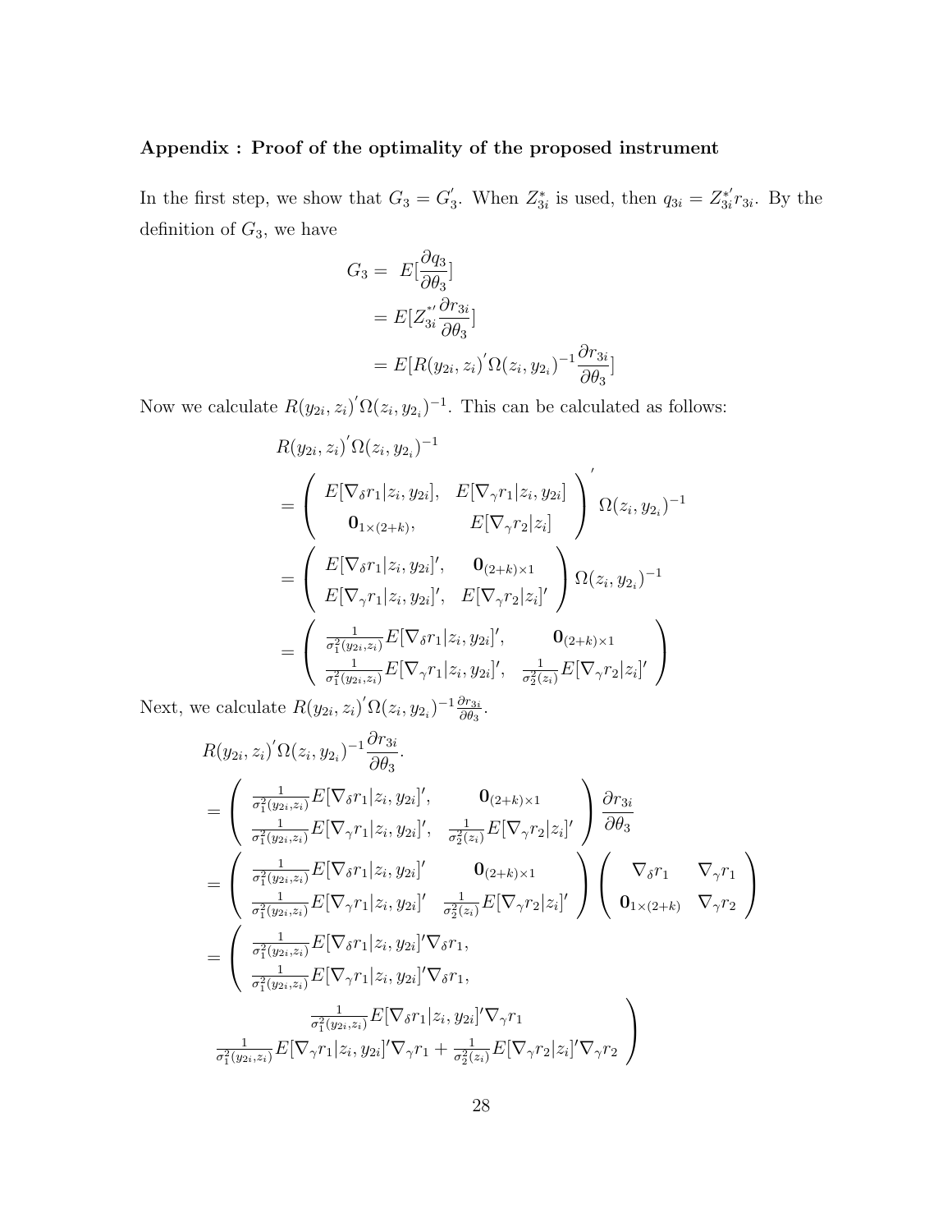### Appendix : Proof of the optimality of the proposed instrument

In the first step, we show that $G_3 = G_3^{'}$. When $Z_{3i}^{*}$ is used, then $q_{3i} = Z_{3i}^{*'} r_{3i}$. By the definition of $G_3$, we have

$$
\begin{aligned}
G_3 =& \ E[\frac{\partial q_3}{\partial \theta_3}] \\
&= E[Z_{3i}^{*'} \frac{\partial r_{3i}}{\partial \theta_3}] \\
&= E[R(y_{2i}, z_i)^{'} \Omega(z_i, y_{2_i})^{-1} \frac{\partial r_{3i}}{\partial \theta_3}]
\end{aligned}
$$

Now we calculate $R(y_{2i}, z_i)^{'} \Omega(z_i, y_{2_i})^{-1}$. This can be calculated as follows:

$$
\begin{aligned}
& R(y_{2i}, z_i)^{'} \Omega(z_i, y_{2_i})^{-1} \\
&= \begin{pmatrix} E[\nabla_\delta r_1 | z_i, y_{2i}], & E[\nabla_\gamma r_1 | z_i, y_{2i}] \\ \mathbf{0}_{1\times(2+k)}, & E[\nabla_\gamma r_2 | z_i] \end{pmatrix}^{'} \Omega(z_i, y_{2_i})^{-1} \\
&= \begin{pmatrix} E[\nabla_\delta r_1 | z_i, y_{2i}]', & \mathbf{0}_{(2+k)\times 1} \\ E[\nabla_\gamma r_1 | z_i, y_{2i}]', & E[\nabla_\gamma r_2 | z_i]' \end{pmatrix} \Omega(z_i, y_{2_i})^{-1} \\
&= \begin{pmatrix} \frac{1}{\sigma_1^2(y_{2i}, z_i)} E[\nabla_\delta r_1 | z_i, y_{2i}]', & \mathbf{0}_{(2+k)\times 1} \\ \frac{1}{\sigma_1^2(y_{2i}, z_i)} E[\nabla_\gamma r_1 | z_i, y_{2i}]', & \frac{1}{\sigma_2^2(z_i)} E[\nabla_\gamma r_2 | z_i]' \end{pmatrix}
\end{aligned}
$$

Next, we calculate $R(y_{2i}, z_i)^{'} \Omega(z_i, y_{2_i})^{-1} \frac{\partial r_{3i}}{\partial \theta_3}$.

$$
\begin{aligned}
& R(y_{2i}, z_i)^{'} \Omega(z_i, y_{2_i})^{-1} \frac{\partial r_{3i}}{\partial \theta_3}. \\
&= \begin{pmatrix} \frac{1}{\sigma_1^2(y_{2i}, z_i)} E[\nabla_\delta r_1 | z_i, y_{2i}]', & \mathbf{0}_{(2+k)\times 1} \\ \frac{1}{\sigma_1^2(y_{2i}, z_i)} E[\nabla_\gamma r_1 | z_i, y_{2i}]', & \frac{1}{\sigma_2^2(z_i)} E[\nabla_\gamma r_2 | z_i]' \end{pmatrix} \frac{\partial r_{3i}}{\partial \theta_3} \\
&= \begin{pmatrix} \frac{1}{\sigma_1^2(y_{2i}, z_i)} E[\nabla_\delta r_1 | z_i, y_{2i}]' & \mathbf{0}_{(2+k)\times 1} \\ \frac{1}{\sigma_1^2(y_{2i}, z_i)} E[\nabla_\gamma r_1 | z_i, y_{2i}]' & \frac{1}{\sigma_2^2(z_i)} E[\nabla_\gamma r_2 | z_i]' \end{pmatrix} \begin{pmatrix} \nabla_\delta r_1 & \nabla_\gamma r_1 \\ \mathbf{0}_{1\times(2+k)} & \nabla_\gamma r_2 \end{pmatrix} \\
&= \begin{pmatrix} \frac{1}{\sigma_1^2(y_{2i}, z_i)} E[\nabla_\delta r_1 | z_i, y_{2i}]' \nabla_\delta r_1, & \frac{1}{\sigma_1^2(y_{2i}, z_i)} E[\nabla_\delta r_1 | z_i, y_{2i}]' \nabla_\gamma r_1 \\ \frac{1}{\sigma_1^2(y_{2i}, z_i)} E[\nabla_\gamma r_1 | z_i, y_{2i}]' \nabla_\delta r_1, & \frac{1}{\sigma_1^2(y_{2i}, z_i)} E[\nabla_\gamma r_1 | z_i, y_{2i}]' \nabla_\gamma r_1 + \frac{1}{\sigma_2^2(z_i)} E[\nabla_\gamma r_2 | z_i]' \nabla_\gamma r_2 \end{pmatrix}
\end{aligned}
$$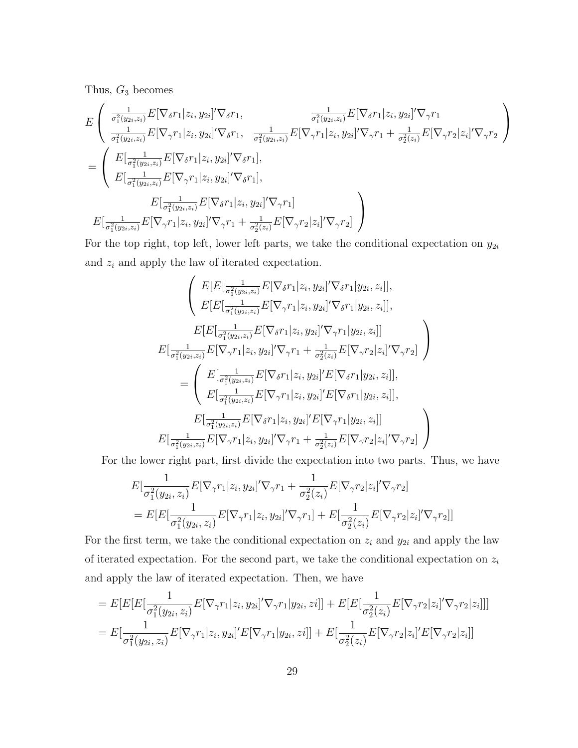Thus, $G_3$ becomes

$$
E\begin{pmatrix} \frac{1}{\sigma_1^2(y_{2i},z_i)}E[\nabla_\delta r_1|z_i,y_{2i}]'\nabla_\delta r_1, & \frac{1}{\sigma_1^2(y_{2i},z_i)}E[\nabla_\delta r_1|z_i,y_{2i}]'\nabla_\gamma r_1 \\ \frac{1}{\sigma_1^2(y_{2i},z_i)}E[\nabla_\gamma r_1|z_i,y_{2i}]'\nabla_\delta r_1, & \frac{1}{\sigma_1^2(y_{2i},z_i)}E[\nabla_\gamma r_1|z_i,y_{2i}]'\nabla_\gamma r_1 + \frac{1}{\sigma_2^2(z_i)}E[\nabla_\gamma r_2|z_i]'\nabla_\gamma r_2 \end{pmatrix}
$$

$$
= \begin{pmatrix} E[\frac{1}{\sigma_1^2(y_{2i},z_i)}E[\nabla_\delta r_1|z_i,y_{2i}]'\nabla_\delta r_1], & E[\frac{1}{\sigma_1^2(y_{2i},z_i)}E[\nabla_\delta r_1|z_i,y_{2i}]'\nabla_\gamma r_1] \\ E[\frac{1}{\sigma_1^2(y_{2i},z_i)}E[\nabla_\gamma r_1|z_i,y_{2i}]'\nabla_\delta r_1], & E[\frac{1}{\sigma_1^2(y_{2i},z_i)}E[\nabla_\gamma r_1|z_i,y_{2i}]'\nabla_\gamma r_1 + \frac{1}{\sigma_2^2(z_i)}E[\nabla_\gamma r_2|z_i]'\nabla_\gamma r_2] \end{pmatrix}
$$

For the top right, top left, lower left parts, we take the conditional expectation on $y_{2i}$ and $z_i$ and apply the law of iterated expectation.

$$
\begin{pmatrix} E[E[\frac{1}{\sigma_1^2(y_{2i},z_i)}E[\nabla_\delta r_1|z_i,y_{2i}]'\nabla_\delta r_1|y_{2i},z_i]], & E[E[\frac{1}{\sigma_1^2(y_{2i},z_i)}E[\nabla_\delta r_1|z_i,y_{2i}]'\nabla_\gamma r_1|y_{2i},z_i]] \\ E[E[\frac{1}{\sigma_1^2(y_{2i},z_i)}E[\nabla_\gamma r_1|z_i,y_{2i}]'\nabla_\delta r_1|y_{2i},z_i]], & E[\frac{1}{\sigma_1^2(y_{2i},z_i)}E[\nabla_\gamma r_1|z_i,y_{2i}]'\nabla_\gamma r_1 + \frac{1}{\sigma_2^2(z_i)}E[\nabla_\gamma r_2|z_i]'\nabla_\gamma r_2] \end{pmatrix}
$$

$$
= \begin{pmatrix} E[\frac{1}{\sigma_1^2(y_{2i},z_i)}E[\nabla_\delta r_1|z_i,y_{2i}]'E[\nabla_\delta r_1|y_{2i},z_i]], & E[\frac{1}{\sigma_1^2(y_{2i},z_i)}E[\nabla_\delta r_1|z_i,y_{2i}]'E[\nabla_\gamma r_1|y_{2i},z_i]] \\ E[\frac{1}{\sigma_1^2(y_{2i},z_i)}E[\nabla_\gamma r_1|z_i,y_{2i}]'E[\nabla_\delta r_1|y_{2i},z_i]], & E[\frac{1}{\sigma_1^2(y_{2i},z_i)}E[\nabla_\gamma r_1|z_i,y_{2i}]'\nabla_\gamma r_1 + \frac{1}{\sigma_2^2(z_i)}E[\nabla_\gamma r_2|z_i]'\nabla_\gamma r_2] \end{pmatrix}
$$

For the lower right part, first divide the expectation into two parts. Thus, we have

$$
\begin{aligned}
&E[\frac{1}{\sigma_1^2(y_{2i},z_i)}E[\nabla_\gamma r_1|z_i,y_{2i}]'\nabla_\gamma r_1 + \frac{1}{\sigma_2^2(z_i)}E[\nabla_\gamma r_2|z_i]'\nabla_\gamma r_2] \\
&= E[E[\frac{1}{\sigma_1^2(y_{2i},z_i)}E[\nabla_\gamma r_1|z_i,y_{2i}]'\nabla_\gamma r_1] + E[\frac{1}{\sigma_2^2(z_i)}E[\nabla_\gamma r_2|z_i]'\nabla_\gamma r_2]]
\end{aligned}
$$

For the first term, we take the conditional expectation on $z_i$ and $y_{2i}$ and apply the law of iterated expectation. For the second part, we take the conditional expectation on $z_i$ and apply the law of iterated expectation. Then, we have

$$
\begin{aligned}
&= E[E[E[\frac{1}{\sigma_1^2(y_{2i},z_i)}E[\nabla_\gamma r_1|z_i,y_{2i}]'\nabla_\gamma r_1|y_{2i},zi]] + E[E[\frac{1}{\sigma_2^2(z_i)}E[\nabla_\gamma r_2|z_i]'\nabla_\gamma r_2|z_i]]] \\
&= E[\frac{1}{\sigma_1^2(y_{2i},z_i)}E[\nabla_\gamma r_1|z_i,y_{2i}]'E[\nabla_\gamma r_1|y_{2i},zi]] + E[\frac{1}{\sigma_2^2(z_i)}E[\nabla_\gamma r_2|z_i]'E[\nabla_\gamma r_2|z_i]]
\end{aligned}
$$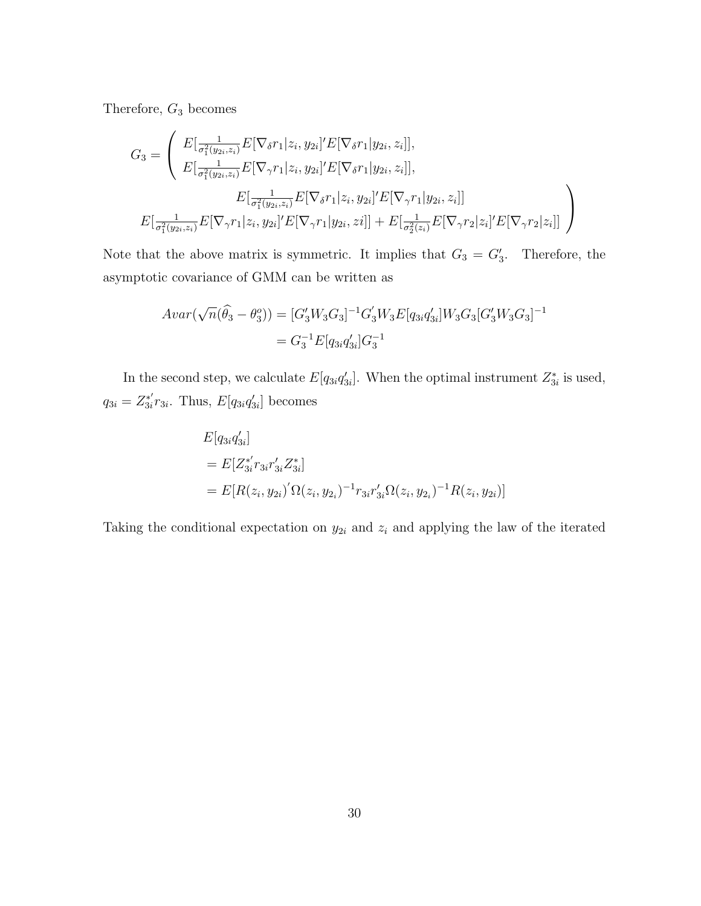Therefore, $G_3$ becomes

$$G_3 = \left( \begin{array}{c} E[\frac{1}{\sigma_1^2(y_{2i},z_i)} E[\nabla_\delta r_1|z_i, y_{2i}]' E[\nabla_\delta r_1|y_{2i}, z_i]], \\ E[\frac{1}{\sigma_1^2(y_{2i},z_i)} E[\nabla_\gamma r_1|z_i, y_{2i}]' E[\nabla_\delta r_1|y_{2i}, z_i]], \end{array} \right.$$

$$\left. \begin{array}{c} E[\frac{1}{\sigma_1^2(y_{2i},z_i)} E[\nabla_\delta r_1|z_i, y_{2i}]' E[\nabla_\gamma r_1|y_{2i}, z_i]] \\ E[\frac{1}{\sigma_1^2(y_{2i},z_i)} E[\nabla_\gamma r_1|z_i, y_{2i}]' E[\nabla_\gamma r_1|y_{2i}, zi]] + E[\frac{1}{\sigma_2^2(z_i)} E[\nabla_\gamma r_2|z_i]' E[\nabla_\gamma r_2|z_i]] \end{array} \right)$$

Note that the above matrix is symmetric. It implies that $G_3 = G_3'$. Therefore, the asymptotic covariance of GMM can be written as

$$\begin{aligned} Avar(\sqrt{n}(\widehat{\theta}_3 - \theta_3^o)) &= [G_3' W_3 G_3]^{-1} G_3' W_3 E[q_{3i} q_{3i}'] W_3 G_3 [G_3' W_3 G_3]^{-1} \\ &= G_3^{-1} E[q_{3i} q_{3i}'] G_3^{-1} \end{aligned}$$

In the second step, we calculate $E[q_{3i}q_{3i}']$. When the optimal instrument $Z_{3i}^*$ is used, $q_{3i} = Z_{3i}^{*'} r_{3i}$. Thus, $E[q_{3i}q_{3i}']$ becomes

$$\begin{aligned} & E[q_{3i}q_{3i}'] \\ &= E[Z_{3i}^{*'} r_{3i} r_{3i}' Z_{3i}^*] \\ &= E[R(z_i, y_{2i})' \Omega(z_i, y_{2_i})^{-1} r_{3i} r_{3i}' \Omega(z_i, y_{2_i})^{-1} R(z_i, y_{2i})] \end{aligned}$$

Taking the conditional expectation on $y_{2i}$ and $z_i$ and applying the law of the iterated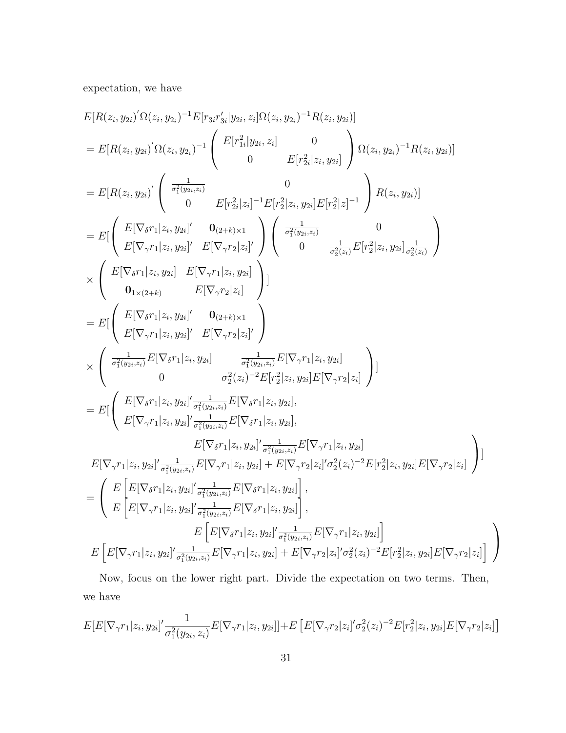expectation, we have

$$
\begin{aligned}
& E[R(z_i, y_{2i})'\Omega(z_i, y_{2_i})^{-1}E[r_{3i}r_{3i}'|y_{2i}, z_i]\Omega(z_i, y_{2_i})^{-1}R(z_i, y_{2i})] \\
&= E[R(z_i, y_{2i})'\Omega(z_i, y_{2_i})^{-1}\begin{pmatrix} E[r_{1i}^2|y_{2i}, z_i] & 0 \\ 0 & E[r_{2i}^2|z_i, y_{2i}] \end{pmatrix}\Omega(z_i, y_{2_i})^{-1}R(z_i, y_{2i})] \\
&= E[R(z_i, y_{2i})'\begin{pmatrix} \frac{1}{\sigma_1^2(y_{2i}, z_i)} & 0 \\ 0 & E[r_{2i}^2|z_i]^{-1}E[r_2^2|z_i, y_{2i}]E[r_2^2|z]^{-1} \end{pmatrix}R(z_i, y_{2i})] \\
&= E[\begin{pmatrix} E[\nabla_\delta r_1|z_i, y_{2i}]' & \mathbf{0}_{(2+k)\times 1} \\ E[\nabla_\gamma r_1|z_i, y_{2i}]' & E[\nabla_\gamma r_2|z_i]' \end{pmatrix}\begin{pmatrix} \frac{1}{\sigma_1^2(y_{2i}, z_i)} & 0 \\ 0 & \frac{1}{\sigma_2^2(z_i)}E[r_2^2|z_i, y_{2i}]\frac{1}{\sigma_2^2(z_i)} \end{pmatrix} \\
&\times \begin{pmatrix} E[\nabla_\delta r_1|z_i, y_{2i}] & E[\nabla_\gamma r_1|z_i, y_{2i}] \\ \mathbf{0}_{1\times(2+k)} & E[\nabla_\gamma r_2|z_i] \end{pmatrix}] \\
&= E[\begin{pmatrix} E[\nabla_\delta r_1|z_i, y_{2i}]' & \mathbf{0}_{(2+k)\times 1} \\ E[\nabla_\gamma r_1|z_i, y_{2i}]' & E[\nabla_\gamma r_2|z_i]' \end{pmatrix} \\
&\times \begin{pmatrix} \frac{1}{\sigma_1^2(y_{2i}, z_i)}E[\nabla_\delta r_1|z_i, y_{2i}] & \frac{1}{\sigma_1^2(y_{2i}, z_i)}E[\nabla_\gamma r_1|z_i, y_{2i}] \\ 0 & \sigma_2^2(z_i)^{-2}E[r_2^2|z_i, y_{2i}]E[\nabla_\gamma r_2|z_i] \end{pmatrix}] \\
&= E[\begin{pmatrix} E[\nabla_\delta r_1|z_i, y_{2i}]'\frac{1}{\sigma_1^2(y_{2i}, z_i)}E[\nabla_\delta r_1|z_i, y_{2i}], & E[\nabla_\delta r_1|z_i, y_{2i}]'\frac{1}{\sigma_1^2(y_{2i}, z_i)}E[\nabla_\gamma r_1|z_i, y_{2i}] \\ E[\nabla_\gamma r_1|z_i, y_{2i}]'\frac{1}{\sigma_1^2(y_{2i}, z_i)}E[\nabla_\delta r_1|z_i, y_{2i}], & E[\nabla_\gamma r_1|z_i, y_{2i}]'\frac{1}{\sigma_1^2(y_{2i}, z_i)}E[\nabla_\gamma r_1|z_i, y_{2i}] + E[\nabla_\gamma r_2|z_i]'\sigma_2^2(z_i)^{-2}E[r_2^2|z_i, y_{2i}]E[\nabla_\gamma r_2|z_i] \end{pmatrix}] \\
&= \begin{pmatrix} E\left[E[\nabla_\delta r_1|z_i, y_{2i}]'\frac{1}{\sigma_1^2(y_{2i}, z_i)}E[\nabla_\delta r_1|z_i, y_{2i}]\right], & E\left[E[\nabla_\delta r_1|z_i, y_{2i}]'\frac{1}{\sigma_1^2(y_{2i}, z_i)}E[\nabla_\gamma r_1|z_i, y_{2i}]\right] \\ E\left[E[\nabla_\gamma r_1|z_i, y_{2i}]'\frac{1}{\sigma_1^2(y_{2i}, z_i)}E[\nabla_\delta r_1|z_i, y_{2i}]\right], & E\left[E[\nabla_\gamma r_1|z_i, y_{2i}]'\frac{1}{\sigma_1^2(y_{2i}, z_i)}E[\nabla_\gamma r_1|z_i, y_{2i}] + E[\nabla_\gamma r_2|z_i]'\sigma_2^2(z_i)^{-2}E[r_2^2|z_i, y_{2i}]E[\nabla_\gamma r_2|z_i]\right] \end{pmatrix}
\end{aligned}
$$

Now, focus on the lower right part. Divide the expectation on two terms. Then, we have

$$
E[E[\nabla_\gamma r_1|z_i, y_{2i}]'\frac{1}{\sigma_1^2(y_{2i}, z_i)}E[\nabla_\gamma r_1|z_i, y_{2i}]] + E\left[E[\nabla_\gamma r_2|z_i]'\sigma_2^2(z_i)^{-2}E[r_2^2|z_i, y_{2i}]E[\nabla_\gamma r_2|z_i]\right]
$$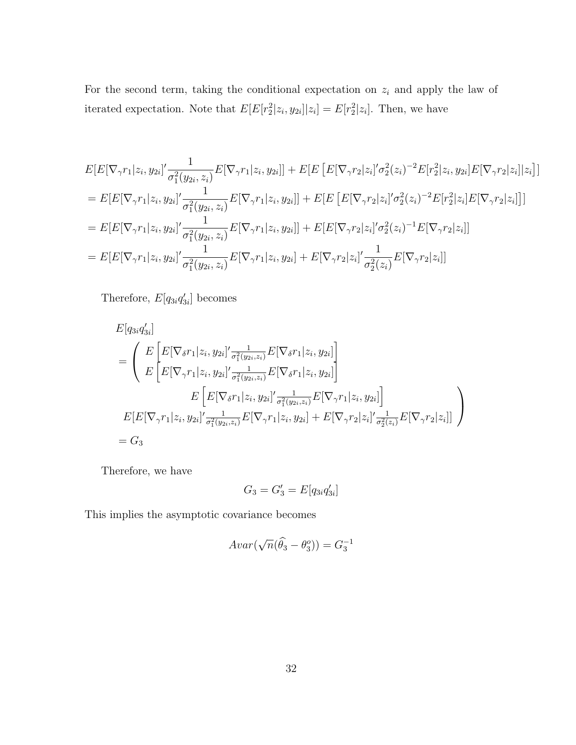For the second term, taking the conditional expectation on $z_i$ and apply the law of iterated expectation. Note that $E[E[r_2^2|z_i, y_{2i}]|z_i] = E[r_2^2|z_i]$. Then, we have

$$
\begin{aligned}
&E[E[\nabla_\gamma r_1|z_i, y_{2i}]' \frac{1}{\sigma_1^2(y_{2i}, z_i)} E[\nabla_\gamma r_1|z_i, y_{2i}]] + E[E\left[E[\nabla_\gamma r_2|z_i]'\sigma_2^2(z_i)^{-2} E[r_2^2|z_i, y_{2i}] E[\nabla_\gamma r_2|z_i]|z_i\right]] \\
&= E[E[\nabla_\gamma r_1|z_i, y_{2i}]' \frac{1}{\sigma_1^2(y_{2i}, z_i)} E[\nabla_\gamma r_1|z_i, y_{2i}]] + E[E\left[E[\nabla_\gamma r_2|z_i]'\sigma_2^2(z_i)^{-2} E[r_2^2|z_i] E[\nabla_\gamma r_2|z_i]\right]] \\
&= E[E[\nabla_\gamma r_1|z_i, y_{2i}]' \frac{1}{\sigma_1^2(y_{2i}, z_i)} E[\nabla_\gamma r_1|z_i, y_{2i}]] + E[E[\nabla_\gamma r_2|z_i]'\sigma_2^2(z_i)^{-1} E[\nabla_\gamma r_2|z_i]] \\
&= E[E[\nabla_\gamma r_1|z_i, y_{2i}]' \frac{1}{\sigma_1^2(y_{2i}, z_i)} E[\nabla_\gamma r_1|z_i, y_{2i}] + E[\nabla_\gamma r_2|z_i]' \frac{1}{\sigma_2^2(z_i)} E[\nabla_\gamma r_2|z_i]]
\end{aligned}
$$

Therefore, $E[q_{3i}q_{3i}']$ becomes

$$
\begin{aligned}
&E[q_{3i}q_{3i}'] \\
&= \begin{pmatrix} E\left[E[\nabla_\delta r_1|z_i, y_{2i}]' \frac{1}{\sigma_1^2(y_{2i}, z_i)} E[\nabla_\delta r_1|z_i, y_{2i}]\right] & E\left[E[\nabla_\delta r_1|z_i, y_{2i}]' \frac{1}{\sigma_1^2(y_{2i}, z_i)} E[\nabla_\gamma r_1|z_i, y_{2i}]\right] \\ E\left[E[\nabla_\gamma r_1|z_i, y_{2i}]' \frac{1}{\sigma_1^2(y_{2i}, z_i)} E[\nabla_\delta r_1|z_i, y_{2i}]\right] & E[E[\nabla_\gamma r_1|z_i, y_{2i}]' \frac{1}{\sigma_1^2(y_{2i}, z_i)} E[\nabla_\gamma r_1|z_i, y_{2i}] + E[\nabla_\gamma r_2|z_i]' \frac{1}{\sigma_2^2(z_i)} E[\nabla_\gamma r_2|z_i]] \end{pmatrix} \\
&= G_3
\end{aligned}
$$

Therefore, we have

$$
G_3 = G_3' = E[q_{3i}q_{3i}']
$$

This implies the asymptotic covariance becomes

$$
Avar(\sqrt{n}(\widehat{\theta}_3 - \theta_3^o)) = G_3^{-1}
$$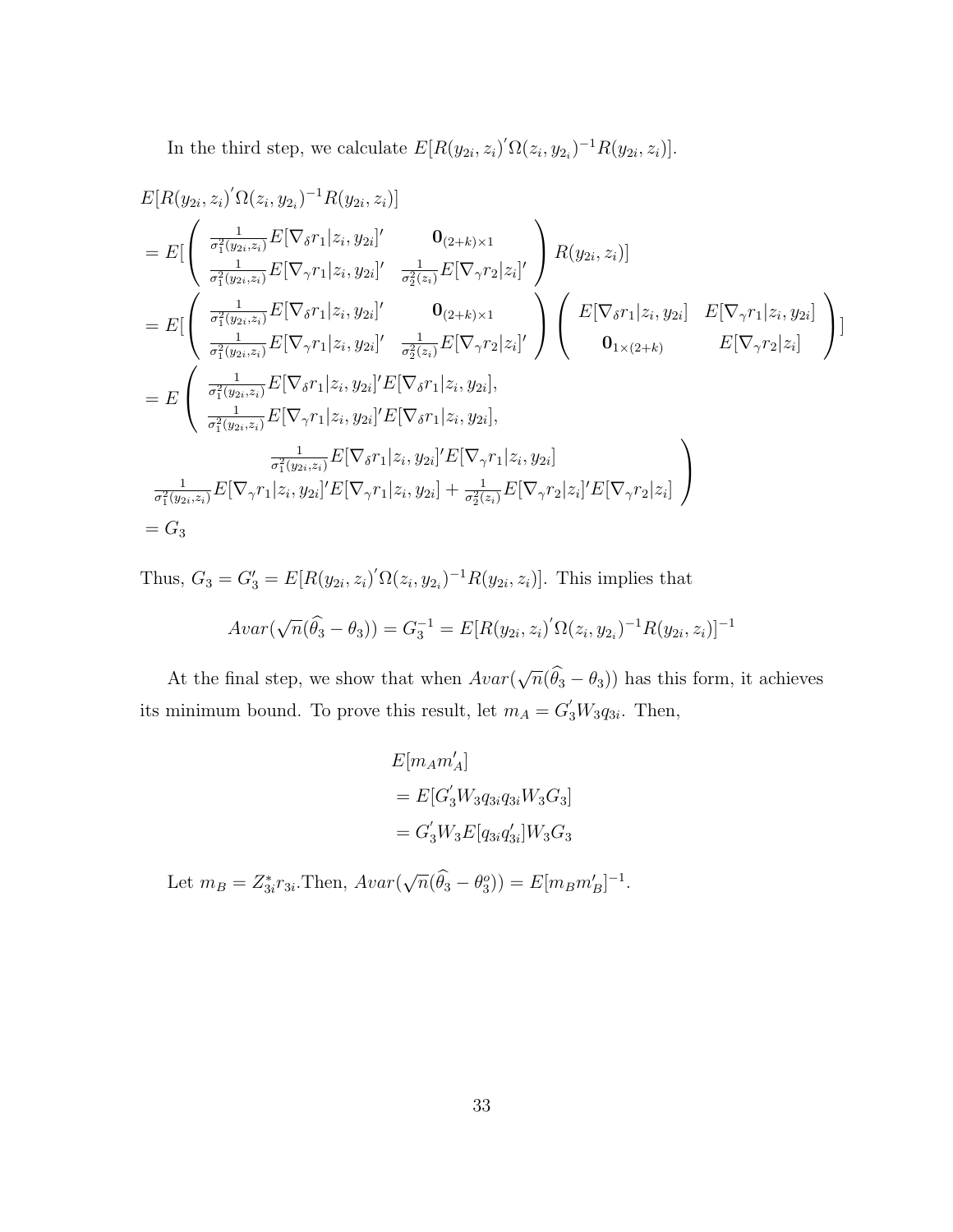In the third step, we calculate $E[R(y_{2i}, z_i)'\Omega(z_i, y_{2_i})^{-1}R(y_{2i}, z_i)]$.

$$
\begin{aligned}
&E[R(y_{2i}, z_i)'\Omega(z_i, y_{2_i})^{-1}R(y_{2i}, z_i)] \\
&= E[\begin{pmatrix} \frac{1}{\sigma_1^2(y_{2i},z_i)}E[\nabla_\delta r_1|z_i, y_{2i}]' & \mathbf{0}_{(2+k)\times 1} \\ \frac{1}{\sigma_1^2(y_{2i},z_i)}E[\nabla_\gamma r_1|z_i, y_{2i}]' & \frac{1}{\sigma_2^2(z_i)}E[\nabla_\gamma r_2|z_i]' \end{pmatrix} R(y_{2i}, z_i)] \\
&= E[\begin{pmatrix} \frac{1}{\sigma_1^2(y_{2i},z_i)}E[\nabla_\delta r_1|z_i, y_{2i}]' & \mathbf{0}_{(2+k)\times 1} \\ \frac{1}{\sigma_1^2(y_{2i},z_i)}E[\nabla_\gamma r_1|z_i, y_{2i}]' & \frac{1}{\sigma_2^2(z_i)}E[\nabla_\gamma r_2|z_i]' \end{pmatrix} \begin{pmatrix} E[\nabla_\delta r_1|z_i, y_{2i}] & E[\nabla_\gamma r_1|z_i, y_{2i}] \\ \mathbf{0}_{1\times(2+k)} & E[\nabla_\gamma r_2|z_i] \end{pmatrix}] \\
&= E\begin{pmatrix} \frac{1}{\sigma_1^2(y_{2i},z_i)}E[\nabla_\delta r_1|z_i, y_{2i}]'E[\nabla_\delta r_1|z_i, y_{2i}], & \frac{1}{\sigma_1^2(y_{2i},z_i)}E[\nabla_\delta r_1|z_i, y_{2i}]'E[\nabla_\gamma r_1|z_i, y_{2i}] \\ \frac{1}{\sigma_1^2(y_{2i},z_i)}E[\nabla_\gamma r_1|z_i, y_{2i}]'E[\nabla_\delta r_1|z_i, y_{2i}], & \frac{1}{\sigma_1^2(y_{2i},z_i)}E[\nabla_\gamma r_1|z_i, y_{2i}]'E[\nabla_\gamma r_1|z_i, y_{2i}] + \frac{1}{\sigma_2^2(z_i)}E[\nabla_\gamma r_2|z_i]'E[\nabla_\gamma r_2|z_i] \end{pmatrix} \\
&= G_3
\end{aligned}
$$

Thus, $G_3 = G_3' = E[R(y_{2i}, z_i)'\Omega(z_i, y_{2_i})^{-1}R(y_{2i}, z_i)]$. This implies that

$$
Avar(\sqrt{n}(\widehat{\theta}_3 - \theta_3)) = G_3^{-1} = E[R(y_{2i}, z_i)'\Omega(z_i, y_{2_i})^{-1}R(y_{2i}, z_i)]^{-1}
$$

At the final step, we show that when $Avar(\sqrt{n}(\widehat{\theta}_3 - \theta_3))$ has this form, it achieves its minimum bound. To prove this result, let $m_A = G_3'W_3q_{3i}$. Then,

$$
\begin{aligned}
&E[m_A m_A'] \\
&= E[G_3'W_3q_{3i}q_{3i}W_3G_3] \\
&= G_3'W_3E[q_{3i}q_{3i}']W_3G_3
\end{aligned}
$$

Let $m_B = Z_{3i}^* r_{3i}$.Then, $Avar(\sqrt{n}(\widehat{\theta}_3 - \theta_3^o)) = E[m_B m_B']^{-1}$.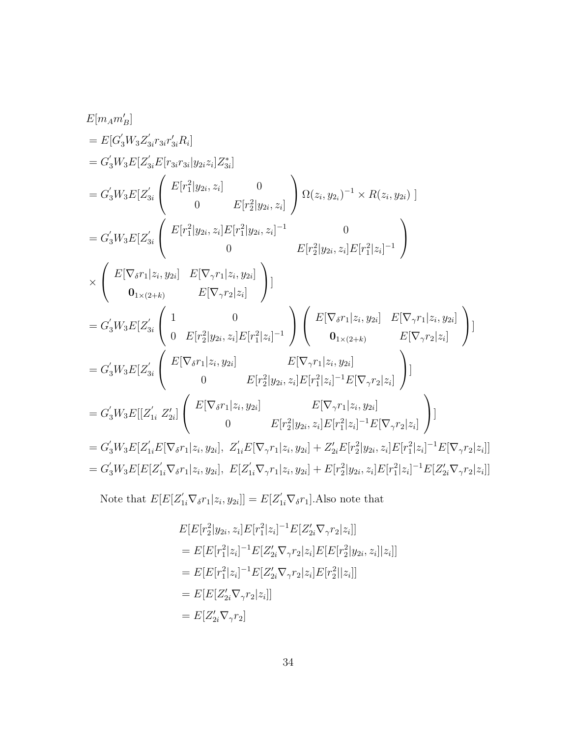$$
\begin{aligned}
&E[m_A m_B']\\
&= E[G_3' W_3 Z_{3i}' r_{3i} r_{3i}' R_i]\\
&= G_3' W_3 E[Z_{3i}' E[r_{3i} r_{3i} | y_{2i} z_i] Z_{3i}^*]\\
&= G_3' W_3 E[Z_{3i}' \begin{pmatrix} E[r_1^2 | y_{2i}, z_i] & 0 \\ 0 & E[r_2^2 | y_{2i}, z_i] \end{pmatrix} \Omega(z_i, y_{2_i})^{-1} \times R(z_i, y_{2i}) \;]\\
&= G_3' W_3 E[Z_{3i}' \begin{pmatrix} E[r_1^2 | y_{2i}, z_i] E[r_1^2 | y_{2i}, z_i]^{-1} & 0 \\ 0 & E[r_2^2 | y_{2i}, z_i] E[r_1^2 | z_i]^{-1} \end{pmatrix}\\
&\times \begin{pmatrix} E[\nabla_\delta r_1 | z_i, y_{2i}] & E[\nabla_\gamma r_1 | z_i, y_{2i}] \\ \mathbf{0}_{1\times(2+k)} & E[\nabla_\gamma r_2 | z_i] \end{pmatrix}]\\
&= G_3' W_3 E[Z_{3i}' \begin{pmatrix} 1 & 0 \\ 0 & E[r_2^2 | y_{2i}, z_i] E[r_1^2 | z_i]^{-1} \end{pmatrix} \begin{pmatrix} E[\nabla_\delta r_1 | z_i, y_{2i}] & E[\nabla_\gamma r_1 | z_i, y_{2i}] \\ \mathbf{0}_{1\times(2+k)} & E[\nabla_\gamma r_2 | z_i] \end{pmatrix}]\\
&= G_3' W_3 E[Z_{3i}' \begin{pmatrix} E[\nabla_\delta r_1 | z_i, y_{2i}] & E[\nabla_\gamma r_1 | z_i, y_{2i}] \\ 0 & E[r_2^2 | y_{2i}, z_i] E[r_1^2 | z_i]^{-1} E[\nabla_\gamma r_2 | z_i] \end{pmatrix}]\\
&= G_3' W_3 E[[Z_{1i}' \; Z_{2i}'] \begin{pmatrix} E[\nabla_\delta r_1 | z_i, y_{2i}] & E[\nabla_\gamma r_1 | z_i, y_{2i}] \\ 0 & E[r_2^2 | y_{2i}, z_i] E[r_1^2 | z_i]^{-1} E[\nabla_\gamma r_2 | z_i] \end{pmatrix}]\\
&= G_3' W_3 E[Z_{1i}' E[\nabla_\delta r_1 | z_i, y_{2i}],\; Z_{1i}' E[\nabla_\gamma r_1 | z_i, y_{2i}] + Z_{2i}' E[r_2^2 | y_{2i}, z_i] E[r_1^2 | z_i]^{-1} E[\nabla_\gamma r_2 | z_i]]\\
&= G_3' W_3 E[E[Z_{1i}' \nabla_\delta r_1 | z_i, y_{2i}],\; E[Z_{1i}' \nabla_\gamma r_1 | z_i, y_{2i}] + E[r_2^2 | y_{2i}, z_i] E[r_1^2 | z_i]^{-1} E[Z_{2i}' \nabla_\gamma r_2 | z_i]]
\end{aligned}
$$

Note that $E[E[Z_{1i}' \nabla_\delta r_1 | z_i, y_{2i}]] = E[Z_{1i}' \nabla_\delta r_1]$.Also note that

$$
\begin{aligned}
&E[E[r_2^2 | y_{2i}, z_i] E[r_1^2 | z_i]^{-1} E[Z_{2i}' \nabla_\gamma r_2 | z_i]]\\
&= E[E[r_1^2 | z_i]^{-1} E[Z_{2i}' \nabla_\gamma r_2 | z_i] E[E[r_2^2 | y_{2i}, z_i] | z_i]]\\
&= E[E[r_1^2 | z_i]^{-1} E[Z_{2i}' \nabla_\gamma r_2 | z_i] E[r_2^2 || z_i]]\\
&= E[E[Z_{2i}' \nabla_\gamma r_2 | z_i]]\\
&= E[Z_{2i}' \nabla_\gamma r_2]
\end{aligned}
$$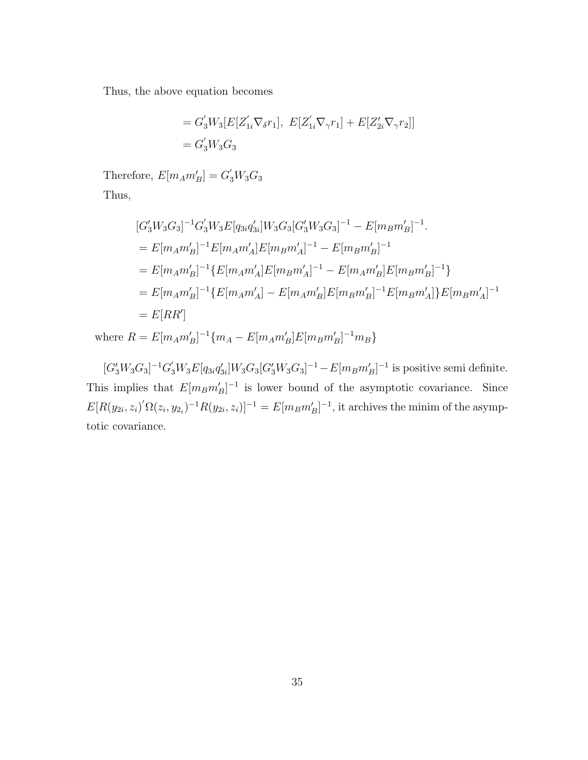Thus, the above equation becomes

$$
\begin{aligned}
&= G_3^{'} W_3 [E[Z_{1i}^{'} \nabla_\delta r_1],\ E[Z_{1i}^{'} \nabla_\gamma r_1] + E[Z_{2i}^{\prime} \nabla_\gamma r_2]] \\
&= G_3^{'} W_3 G_3
\end{aligned}
$$

Therefore, $E[m_A m_B'] = G_3^{'} W_3 G_3$

Thus,

$$
\begin{aligned}
&[G_3' W_3 G_3]^{-1} G_3^{'} W_3 E[q_{3i} q_{3i}'] W_3 G_3 [G_3' W_3 G_3]^{-1} - E[m_B m_B']^{-1}. \\
&= E[m_A m_B']^{-1} E[m_A m_A'] E[m_B m_A']^{-1} - E[m_B m_B']^{-1} \\
&= E[m_A m_B']^{-1} \{E[m_A m_A'] E[m_B m_A']^{-1} - E[m_A m_B'] E[m_B m_B']^{-1}\} \\
&= E[m_A m_B']^{-1} \{E[m_A m_A'] - E[m_A m_B'] E[m_B m_B']^{-1} E[m_B m_A']\} E[m_B m_A']^{-1} \\
&= E[RR']
\end{aligned}
$$

where $R = E[m_A m_B']^{-1} \{m_A - E[m_A m_B'] E[m_B m_B']^{-1} m_B\}$

$[G_3' W_3 G_3]^{-1} G_3^{'} W_3 E[q_{3i} q_{3i}'] W_3 G_3 [G_3' W_3 G_3]^{-1} - E[m_B m_B']^{-1}$ is positive semi definite. This implies that $E[m_B m_B']^{-1}$ is lower bound of the asymptotic covariance. Since $E[R(y_{2i}, z_i)^{'} \Omega(z_i, y_{2_i})^{-1} R(y_{2i}, z_i)]^{-1} = E[m_B m_B']^{-1}$, it archives the minim of the asymptotic covariance.